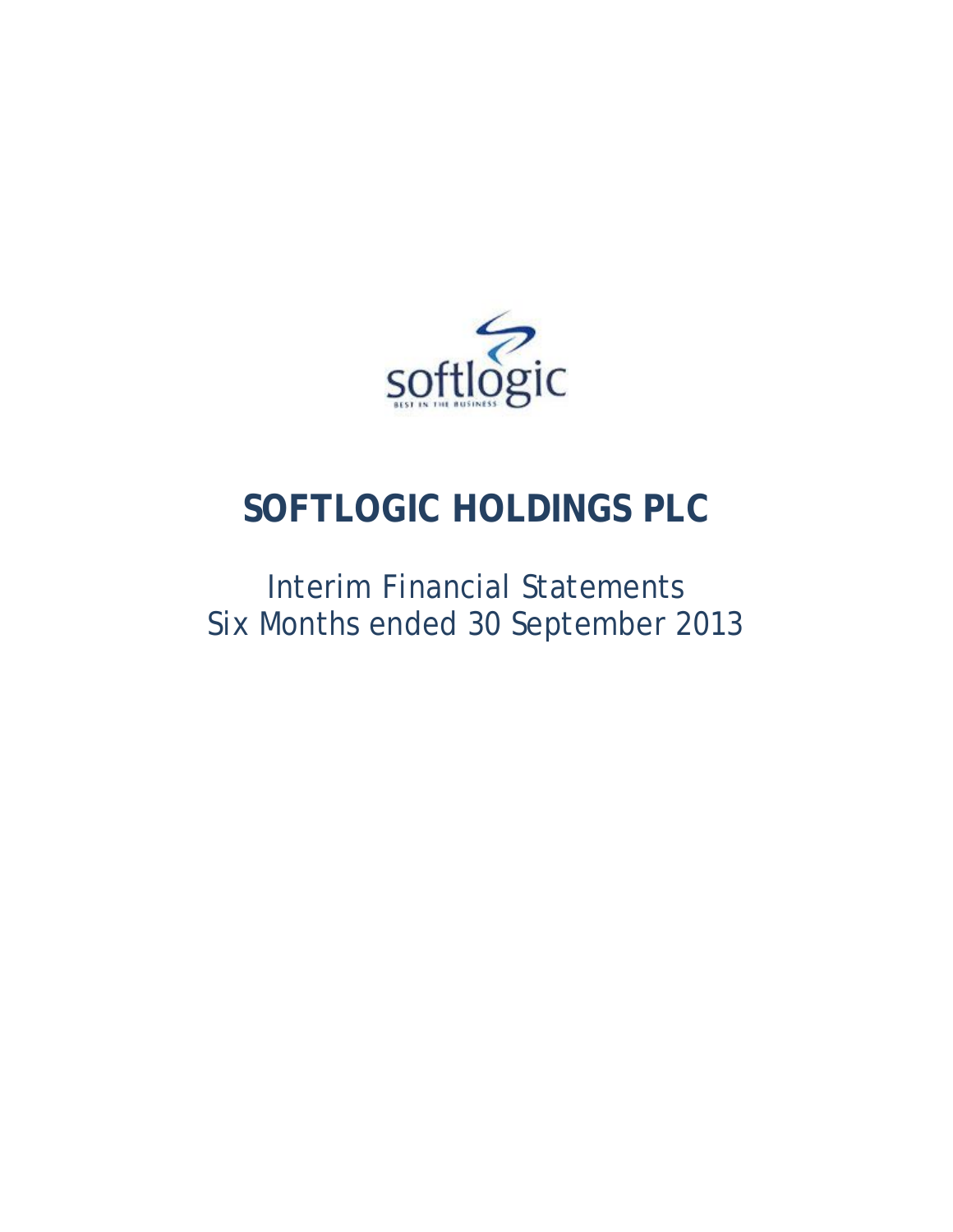# SOFTLOGIC HOLDINGS PLC

Interim Financial Statements
Six Months ended 30 September 2013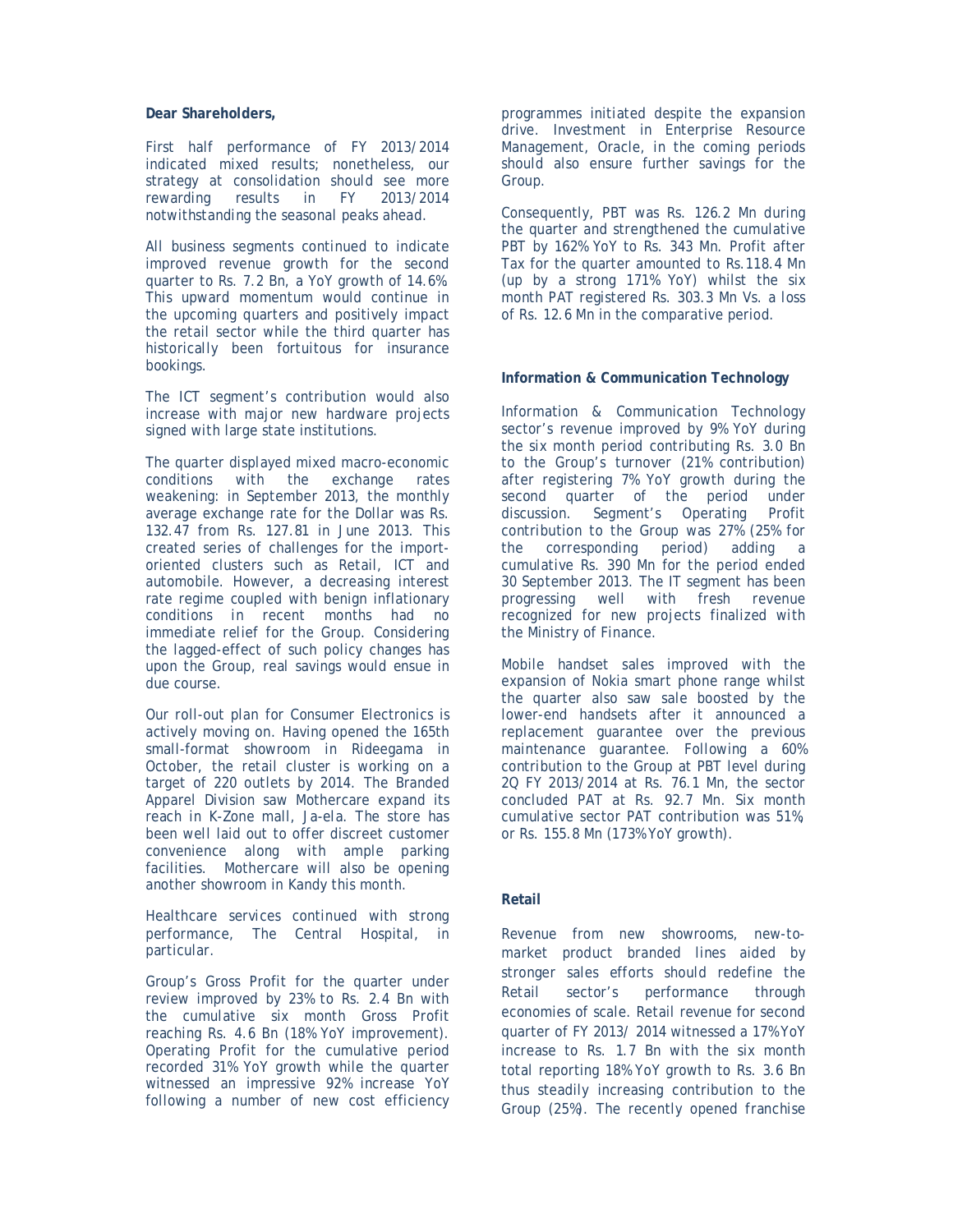**Dear Shareholders,**

First half performance of FY 2013/2014 indicated mixed results; nonetheless, our strategy at consolidation should see more rewarding results in FY 2013/2014 notwithstanding the seasonal peaks ahead.

All business segments continued to indicate improved revenue growth for the second quarter to Rs. 7.2 Bn, a YoY growth of 14.6%. This upward momentum would continue in the upcoming quarters and positively impact the retail sector while the third quarter has historically been fortuitous for insurance bookings.

The ICT segment's contribution would also increase with major new hardware projects signed with large state institutions.

The quarter displayed mixed macro-economic conditions with the exchange rates weakening: in September 2013, the monthly average exchange rate for the Dollar was Rs. 132.47 from Rs. 127.81 in June 2013. This created series of challenges for the import-oriented clusters such as Retail, ICT and automobile. However, a decreasing interest rate regime coupled with benign inflationary conditions in recent months had no immediate relief for the Group. Considering the lagged-effect of such policy changes has upon the Group, real savings would ensue in due course.

Our roll-out plan for Consumer Electronics is actively moving on. Having opened the 165th small-format showroom in Rideegama in October, the retail cluster is working on a target of 220 outlets by 2014. The Branded Apparel Division saw Mothercare expand its reach in K-Zone mall, Ja-ela. The store has been well laid out to offer discreet customer convenience along with ample parking facilities. Mothercare will also be opening another showroom in Kandy this month.

Healthcare services continued with strong performance, The Central Hospital, in particular.

Group's Gross Profit for the quarter under review improved by 23% to Rs. 2.4 Bn with the cumulative six month Gross Profit reaching Rs. 4.6 Bn (18% YoY improvement). Operating Profit for the cumulative period recorded 31% YoY growth while the quarter witnessed an impressive 92% increase YoY following a number of new cost efficiency programmes initiated despite the expansion drive. Investment in Enterprise Resource Management, Oracle, in the coming periods should also ensure further savings for the Group.

Consequently, PBT was Rs. 126.2 Mn during the quarter and strengthened the cumulative PBT by 162% YoY to Rs. 343 Mn. Profit after Tax for the quarter amounted to Rs.118.4 Mn (up by a strong 171% YoY) whilst the six month PAT registered Rs. 303.3 Mn Vs. a loss of Rs. 12.6 Mn in the comparative period.

**Information & Communication Technology**

Information & Communication Technology sector's revenue improved by 9% YoY during the six month period contributing Rs. 3.0 Bn to the Group's turnover (21% contribution) after registering 7% YoY growth during the second quarter of the period under discussion. Segment's Operating Profit contribution to the Group was 27% (25% for the corresponding period) adding a cumulative Rs. 390 Mn for the period ended 30 September 2013. The IT segment has been progressing well with fresh revenue recognized for new projects finalized with the Ministry of Finance.

Mobile handset sales improved with the expansion of Nokia smart phone range whilst the quarter also saw sale boosted by the lower-end handsets after it announced a replacement guarantee over the previous maintenance guarantee. Following a 60% contribution to the Group at PBT level during 2Q FY 2013/2014 at Rs. 76.1 Mn, the sector concluded PAT at Rs. 92.7 Mn. Six month cumulative sector PAT contribution was 51%, or Rs. 155.8 Mn (173% YoY growth).

**Retail**

Revenue from new showrooms, new-to-market product branded lines aided by stronger sales efforts should redefine the Retail sector's performance through economies of scale. Retail revenue for second quarter of FY 2013/ 2014 witnessed a 17% YoY increase to Rs. 1.7 Bn with the six month total reporting 18% YoY growth to Rs. 3.6 Bn thus steadily increasing contribution to the Group (25%). The recently opened franchise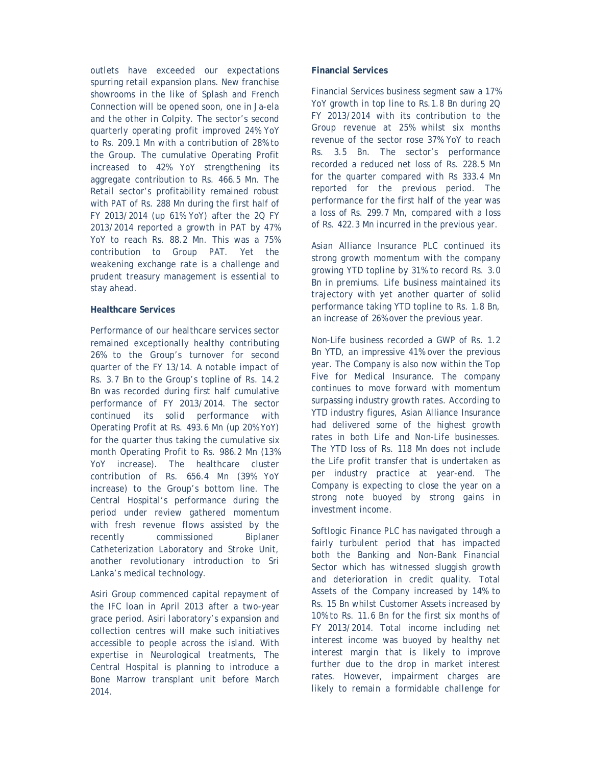outlets have exceeded our expectations spurring retail expansion plans. New franchise showrooms in the like of Splash and French Connection will be opened soon, one in Ja-ela and the other in Colpity. The sector's second quarterly operating profit improved 24% YoY to Rs. 209.1 Mn with a contribution of 28% to the Group. The cumulative Operating Profit increased to 42% YoY strengthening its aggregate contribution to Rs. 466.5 Mn. The Retail sector's profitability remained robust with PAT of Rs. 288 Mn during the first half of FY 2013/2014 (up 61% YoY) after the 2Q FY 2013/2014 reported a growth in PAT by 47% YoY to reach Rs. 88.2 Mn. This was a 75% contribution to Group PAT. Yet the weakening exchange rate is a challenge and prudent treasury management is essential to stay ahead.

**Healthcare Services**

Performance of our healthcare services sector remained exceptionally healthy contributing 26% to the Group's turnover for second quarter of the FY 13/14. A notable impact of Rs. 3.7 Bn to the Group's topline of Rs. 14.2 Bn was recorded during first half cumulative performance of FY 2013/2014. The sector continued its solid performance with Operating Profit at Rs. 493.6 Mn (up 20% YoY) for the quarter thus taking the cumulative six month Operating Profit to Rs. 986.2 Mn (13% YoY increase). The healthcare cluster contribution of Rs. 656.4 Mn (39% YoY increase) to the Group's bottom line. The Central Hospital's performance during the period under review gathered momentum with fresh revenue flows assisted by the recently commissioned Biplaner Catheterization Laboratory and Stroke Unit, another revolutionary introduction to Sri Lanka's medical technology.

Asiri Group commenced capital repayment of the IFC loan in April 2013 after a two-year grace period. Asiri laboratory's expansion and collection centres will make such initiatives accessible to people across the island. With expertise in Neurological treatments, The Central Hospital is planning to introduce a Bone Marrow transplant unit before March 2014.

**Financial Services**

Financial Services business segment saw a 17% YoY growth in top line to Rs.1.8 Bn during 2Q FY 2013/2014 with its contribution to the Group revenue at 25% whilst six months revenue of the sector rose 37% YoY to reach Rs. 3.5 Bn. The sector's performance recorded a reduced net loss of Rs. 228.5 Mn for the quarter compared with Rs 333.4 Mn reported for the previous period. The performance for the first half of the year was a loss of Rs. 299.7 Mn, compared with a loss of Rs. 422.3 Mn incurred in the previous year.

Asian Alliance Insurance PLC continued its strong growth momentum with the company growing YTD topline by 31% to record Rs. 3.0 Bn in premiums. Life business maintained its trajectory with yet another quarter of solid performance taking YTD topline to Rs. 1.8 Bn, an increase of 26% over the previous year.

Non-Life business recorded a GWP of Rs. 1.2 Bn YTD, an impressive 41% over the previous year. The Company is also now within the Top Five for Medical Insurance. The company continues to move forward with momentum surpassing industry growth rates. According to YTD industry figures, Asian Alliance Insurance had delivered some of the highest growth rates in both Life and Non-Life businesses. The YTD loss of Rs. 118 Mn does not include the Life profit transfer that is undertaken as per industry practice at year-end. The Company is expecting to close the year on a strong note buoyed by strong gains in investment income.

Softlogic Finance PLC has navigated through a fairly turbulent period that has impacted both the Banking and Non-Bank Financial Sector which has witnessed sluggish growth and deterioration in credit quality. Total Assets of the Company increased by 14% to Rs. 15 Bn whilst Customer Assets increased by 10% to Rs. 11.6 Bn for the first six months of FY 2013/2014. Total income including net interest income was buoyed by healthy net interest margin that is likely to improve further due to the drop in market interest rates. However, impairment charges are likely to remain a formidable challenge for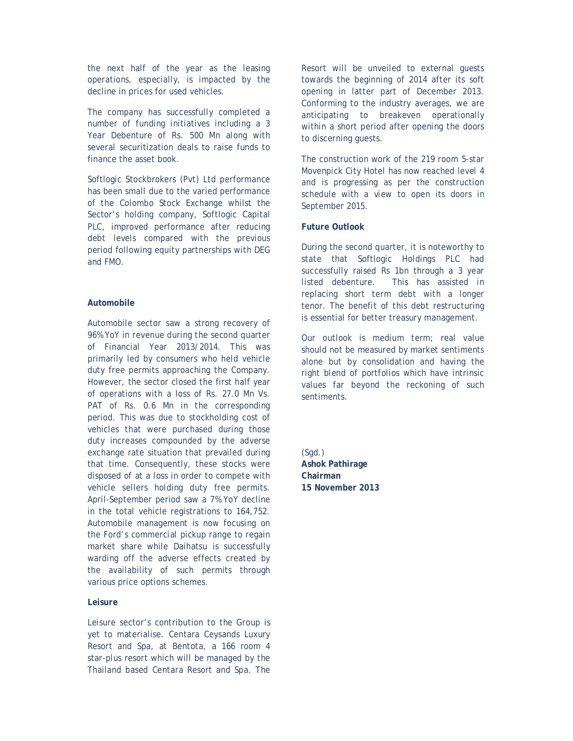the next half of the year as the leasing operations, especially, is impacted by the decline in prices for used vehicles.

The company has successfully completed a number of funding initiatives including a 3 Year Debenture of Rs. 500 Mn along with several securitization deals to raise funds to finance the asset book.

Softlogic Stockbrokers (Pvt) Ltd performance has been small due to the varied performance of the Colombo Stock Exchange whilst the Sector's holding company, Softlogic Capital PLC, improved performance after reducing debt levels compared with the previous period following equity partnerships with DEG and FMO.

**Automobile**

Automobile sector saw a strong recovery of 96% YoY in revenue during the second quarter of Financial Year 2013/2014. This was primarily led by consumers who held vehicle duty free permits approaching the Company. However, the sector closed the first half year of operations with a loss of Rs. 27.0 Mn Vs. PAT of Rs. 0.6 Mn in the corresponding period. This was due to stockholding cost of vehicles that were purchased during those duty increases compounded by the adverse exchange rate situation that prevailed during that time. Consequently, these stocks were disposed of at a loss in order to compete with vehicle sellers holding duty free permits. April-September period saw a 7% YoY decline in the total vehicle registrations to 164,752. Automobile management is now focusing on the Ford's commercial pickup range to regain market share while Daihatsu is successfully warding off the adverse effects created by the availability of such permits through various price options schemes.

**Leisure**

Leisure sector's contribution to the Group is yet to materialise. Centara Ceysands Luxury Resort and Spa, at Bentota, a 166 room 4 star-plus resort which will be managed by the Thailand based Centara Resort and Spa. The Resort will be unveiled to external guests towards the beginning of 2014 after its soft opening in latter part of December 2013. Conforming to the industry averages, we are anticipating to breakeven operationally within a short period after opening the doors to discerning guests.

The construction work of the 219 room 5-star Movenpick City Hotel has now reached level 4 and is progressing as per the construction schedule with a view to open its doors in September 2015.

**Future Outlook**

During the second quarter, it is noteworthy to state that Softlogic Holdings PLC had successfully raised Rs 1bn through a 3 year listed debenture. This has assisted in replacing short term debt with a longer tenor. The benefit of this debt restructuring is essential for better treasury management.

Our outlook is medium term; real value should not be measured by market sentiments alone but by consolidation and having the right blend of portfolios which have intrinsic values far beyond the reckoning of such sentiments.

(Sgd.)
**Ashok Pathirage**
**Chairman**
**15 November 2013**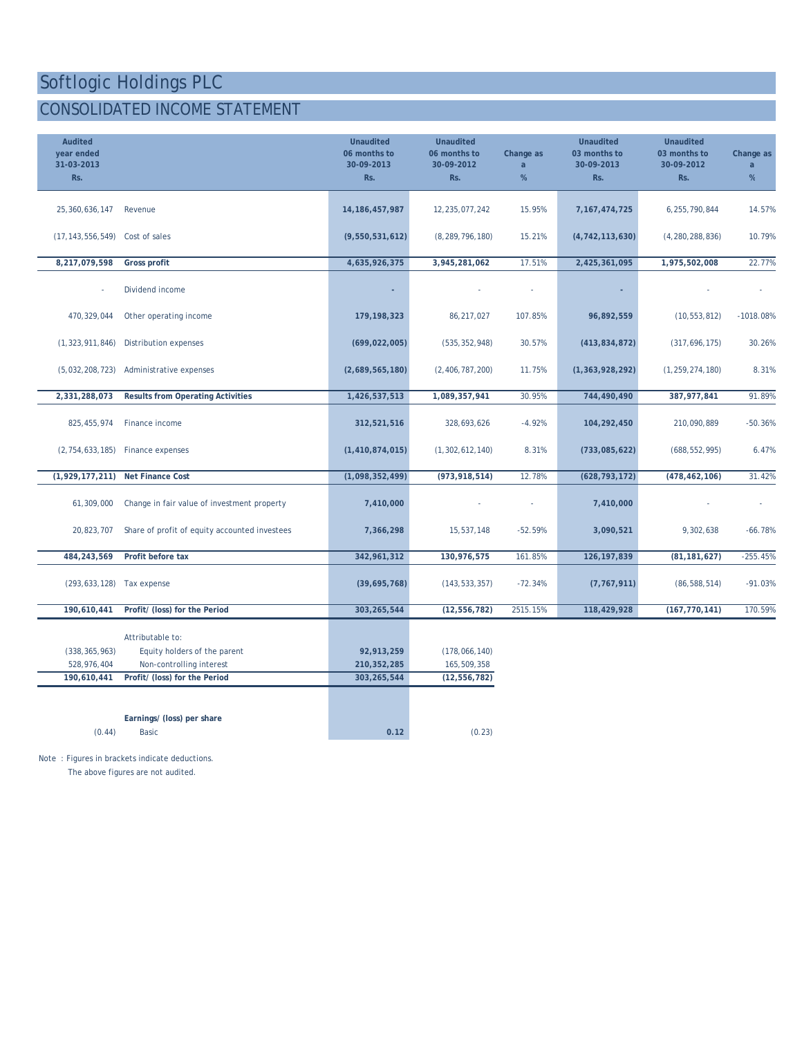# Softlogic Holdings PLC

## CONSOLIDATED INCOME STATEMENT

| Audited year ended 31-03-2013 Rs. | | Unaudited 06 months to 30-09-2013 Rs. | Unaudited 06 months to 30-09-2012 Rs. | Change as a % | Unaudited 03 months to 30-09-2013 Rs. | Unaudited 03 months to 30-09-2012 Rs. | Change as a % |
|---|---|---|---|---|---|---|---|
| 25,360,636,147 | Revenue | 14,186,457,987 | 12,235,077,242 | 15.95% | 7,167,474,725 | 6,255,790,844 | 14.57% |
| (17,143,556,549) | Cost of sales | (9,550,531,612) | (8,289,796,180) | 15.21% | (4,742,113,630) | (4,280,288,836) | 10.79% |
| **8,217,079,598** | **Gross profit** | **4,635,926,375** | **3,945,281,062** | 17.51% | **2,425,361,095** | **1,975,502,008** | 22.77% |
| - | Dividend income | - | - | - | - | - | - |
| 470,329,044 | Other operating income | 179,198,323 | 86,217,027 | 107.85% | 96,892,559 | (10,553,812) | -1018.08% |
| (1,323,911,846) | Distribution expenses | (699,022,005) | (535,352,948) | 30.57% | (413,834,872) | (317,696,175) | 30.26% |
| (5,032,208,723) | Administrative expenses | (2,689,565,180) | (2,406,787,200) | 11.75% | (1,363,928,292) | (1,259,274,180) | 8.31% |
| **2,331,288,073** | **Results from Operating Activities** | **1,426,537,513** | **1,089,357,941** | 30.95% | **744,490,490** | **387,977,841** | 91.89% |
| 825,455,974 | Finance income | 312,521,516 | 328,693,626 | -4.92% | 104,292,450 | 210,090,889 | -50.36% |
| (2,754,633,185) | Finance expenses | (1,410,874,015) | (1,302,612,140) | 8.31% | (733,085,622) | (688,552,995) | 6.47% |
| **(1,929,177,211)** | **Net Finance Cost** | **(1,098,352,499)** | **(973,918,514)** | 12.78% | **(628,793,172)** | **(478,462,106)** | 31.42% |
| 61,309,000 | Change in fair value of investment property | 7,410,000 | - | - | 7,410,000 | - | - |
| 20,823,707 | Share of profit of equity accounted investees | 7,366,298 | 15,537,148 | -52.59% | 3,090,521 | 9,302,638 | -66.78% |
| **484,243,569** | **Profit before tax** | **342,961,312** | **130,976,575** | 161.85% | **126,197,839** | **(81,181,627)** | -255.45% |
| (293,633,128) | Tax expense | (39,695,768) | (143,533,357) | -72.34% | (7,767,911) | (86,588,514) | -91.03% |
| **190,610,441** | **Profit/ (loss) for the Period** | **303,265,544** | **(12,556,782)** | 2515.15% | **118,429,928** | **(167,770,141)** | 170.59% |
| | Attributable to: | | | | | | |
| (338,365,963) | Equity holders of the parent | 92,913,259 | (178,066,140) | | | | |
| 528,976,404 | Non-controlling interest | 210,352,285 | 165,509,358 | | | | |
| **190,610,441** | **Profit/ (loss) for the Period** | **303,265,544** | **(12,556,782)** | | | | |
| | **Earnings/ (loss) per share** | | | | | | |
| (0.44) | Basic | 0.12 | (0.23) | | | | |

Note : Figures in brackets indicate deductions.

The above figures are not audited.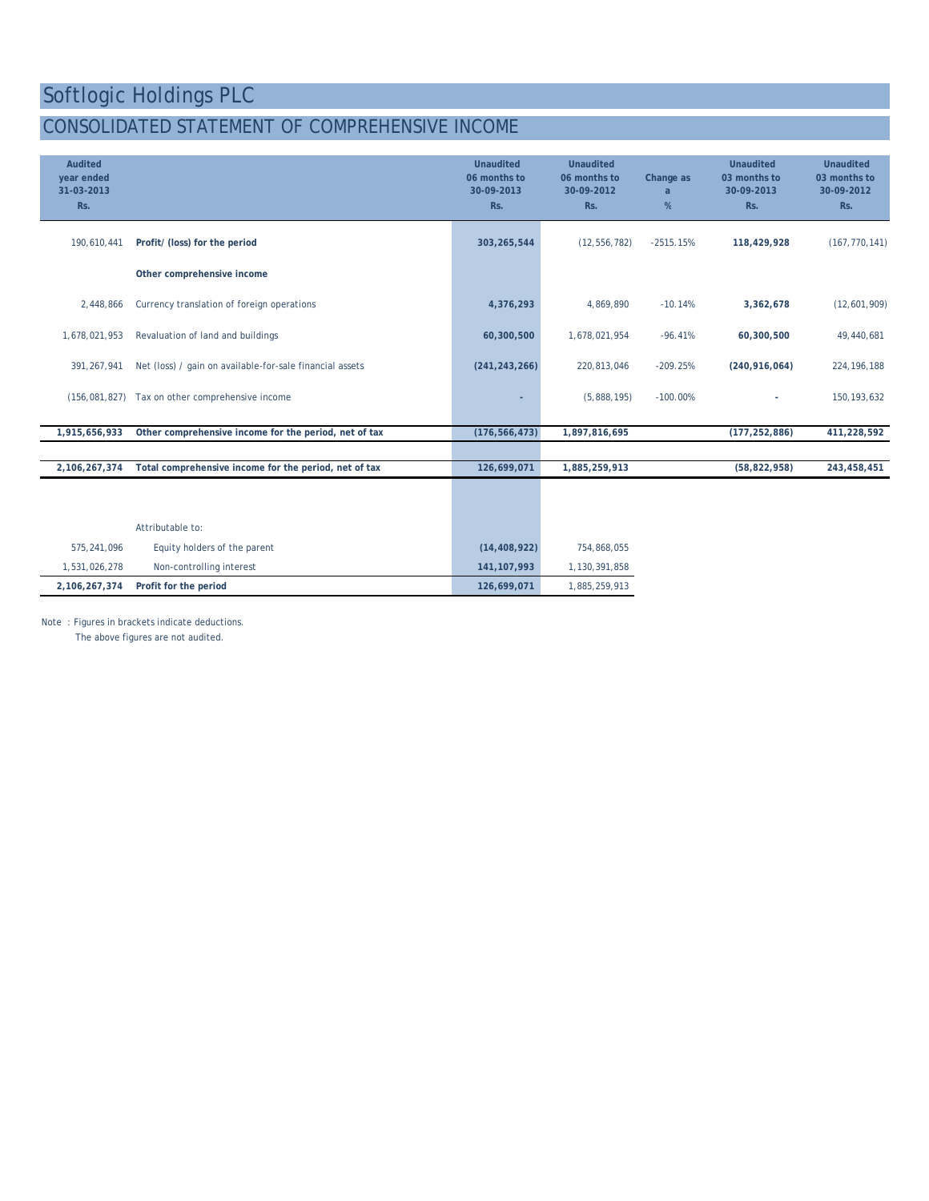# Softlogic Holdings PLC

## CONSOLIDATED STATEMENT OF COMPREHENSIVE INCOME

| Audited year ended 31-03-2013 Rs. | | Unaudited 06 months to 30-09-2013 Rs. | Unaudited 06 months to 30-09-2012 Rs. | Change as a % | Unaudited 03 months to 30-09-2013 Rs. | Unaudited 03 months to 30-09-2012 Rs. |
|---|---|---|---|---|---|---|
| 190,610,441 | **Profit/ (loss) for the period** | **303,265,544** | (12,556,782) | -2515.15% | **118,429,928** | (167,770,141) |
| | **Other comprehensive income** | | | | | |
| 2,448,866 | Currency translation of foreign operations | **4,376,293** | 4,869,890 | -10.14% | **3,362,678** | (12,601,909) |
| 1,678,021,953 | Revaluation of land and buildings | **60,300,500** | 1,678,021,954 | -96.41% | **60,300,500** | 49,440,681 |
| 391,267,941 | Net (loss) / gain on available-for-sale financial assets | **(241,243,266)** | 220,813,046 | -209.25% | **(240,916,064)** | 224,196,188 |
| (156,081,827) | Tax on other comprehensive income | **-** | (5,888,195) | -100.00% | **-** | 150,193,632 |
| **1,915,656,933** | **Other comprehensive income for the period, net of tax** | **(176,566,473)** | **1,897,816,695** | | **(177,252,886)** | **411,228,592** |
| **2,106,267,374** | **Total comprehensive income for the period, net of tax** | **126,699,071** | **1,885,259,913** | | **(58,822,958)** | **243,458,451** |
| | Attributable to: | | | | | |
| 575,241,096 | Equity holders of the parent | **(14,408,922)** | 754,868,055 | | | |
| 1,531,026,278 | Non-controlling interest | **141,107,993** | 1,130,391,858 | | | |
| **2,106,267,374** | **Profit for the period** | **126,699,071** | 1,885,259,913 | | | |

Note : Figures in brackets indicate deductions.
The above figures are not audited.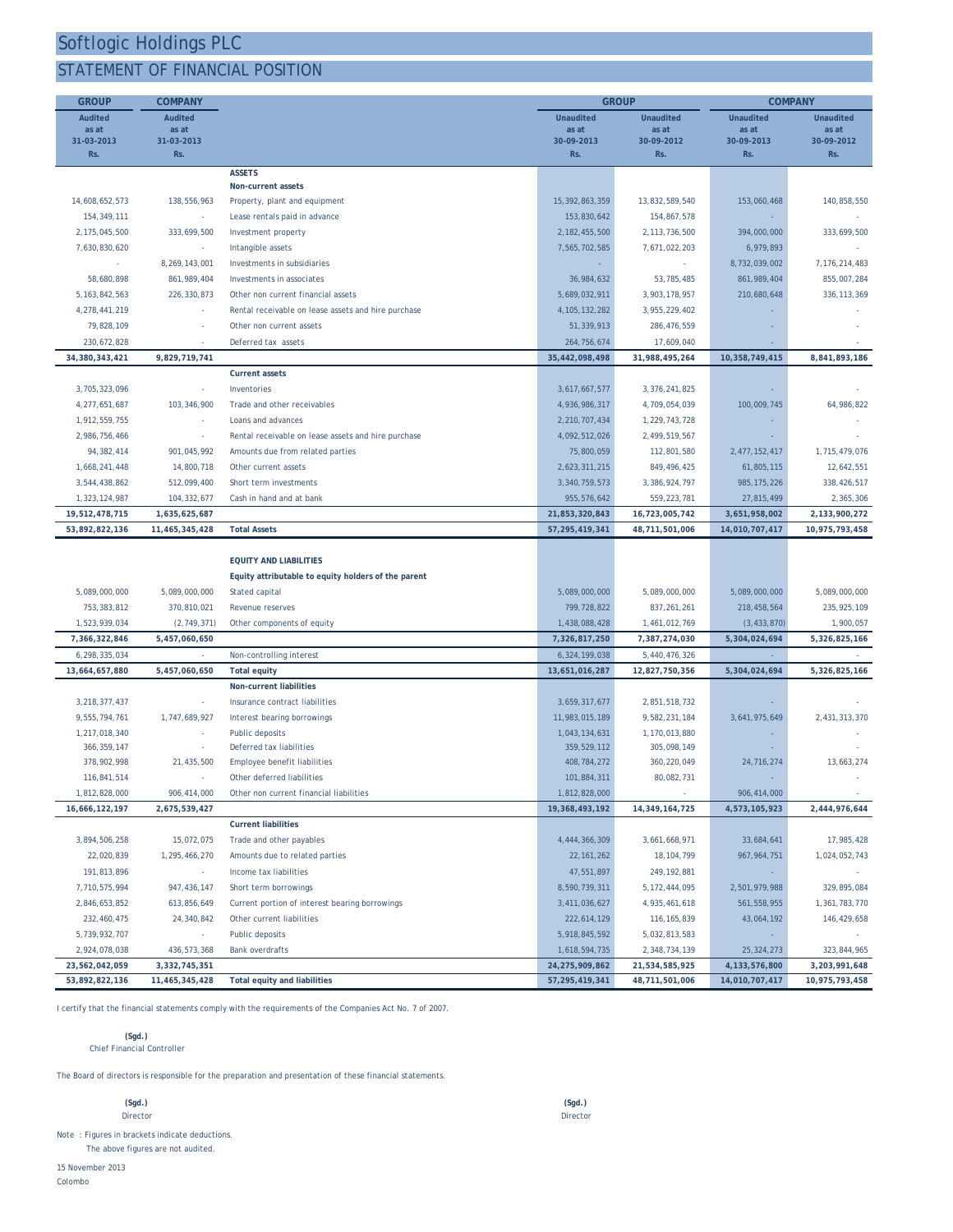# Softlogic Holdings PLC

## STATEMENT OF FINANCIAL POSITION

| GROUP | COMPANY | | GROUP | | COMPANY | |
|---|---|---|---|---|---|---|
| Audited as at 31-03-2013 Rs. | Audited as at 31-03-2013 Rs. | | Unaudited as at 30-09-2013 Rs. | Unaudited as at 30-09-2012 Rs. | Unaudited as at 30-09-2013 Rs. | Unaudited as at 30-09-2012 Rs. |
| | | **ASSETS** | | | | |
| | | **Non-current assets** | | | | |
| 14,608,652,573 | 138,556,963 | Property, plant and equipment | 15,392,863,359 | 13,832,589,540 | 153,060,468 | 140,858,550 |
| 154,349,111 | - | Lease rentals paid in advance | 153,830,642 | 154,867,578 | - | - |
| 2,175,045,500 | 333,699,500 | Investment property | 2,182,455,500 | 2,113,736,500 | 394,000,000 | 333,699,500 |
| 7,630,830,620 | - | Intangible assets | 7,565,702,585 | 7,671,022,203 | 6,979,893 | - |
| - | 8,269,143,001 | Investments in subsidiaries | - | - | 8,732,039,002 | 7,176,214,483 |
| 58,680,898 | 861,989,404 | Investments in associates | 36,984,632 | 53,785,485 | 861,989,404 | 855,007,284 |
| 5,163,842,563 | 226,330,873 | Other non current financial assets | 5,689,032,911 | 3,903,178,957 | 210,680,648 | 336,113,369 |
| 4,278,441,219 | - | Rental receivable on lease assets and hire purchase | 4,105,132,282 | 3,955,229,402 | - | - |
| 79,828,109 | - | Other non current assets | 51,339,913 | 286,476,559 | - | - |
| 230,672,828 | - | Deferred tax assets | 264,756,674 | 17,609,040 | - | - |
| **34,380,343,421** | **9,829,719,741** | | **35,442,098,498** | **31,988,495,264** | **10,358,749,415** | **8,841,893,186** |
| | | **Current assets** | | | | |
| 3,705,323,096 | - | Inventories | 3,617,667,577 | 3,376,241,825 | - | - |
| 4,277,651,687 | 103,346,900 | Trade and other receivables | 4,936,986,317 | 4,709,054,039 | 100,009,745 | 64,986,822 |
| 1,912,559,755 | - | Loans and advances | 2,210,707,434 | 1,229,743,728 | - | - |
| 2,986,756,466 | - | Rental receivable on lease assets and hire purchase | 4,092,512,026 | 2,499,519,567 | - | - |
| 94,382,414 | 901,045,992 | Amounts due from related parties | 75,800,059 | 112,801,580 | 2,477,152,417 | 1,715,479,076 |
| 1,668,241,448 | 14,800,718 | Other current assets | 2,623,311,215 | 849,496,425 | 61,805,115 | 12,642,551 |
| 3,544,438,862 | 512,099,400 | Short term investments | 3,340,759,573 | 3,386,924,797 | 985,175,226 | 338,426,517 |
| 1,323,124,987 | 104,332,677 | Cash in hand and at bank | 955,576,642 | 559,223,781 | 27,815,499 | 2,365,306 |
| **19,512,478,715** | **1,635,625,687** | | **21,853,320,843** | **16,723,005,742** | **3,651,958,002** | **2,133,900,272** |
| **53,892,822,136** | **11,465,345,428** | **Total Assets** | **57,295,419,341** | **48,711,501,006** | **14,010,707,417** | **10,975,793,458** |
| | | **EQUITY AND LIABILITIES** | | | | |
| | | **Equity attributable to equity holders of the parent** | | | | |
| 5,089,000,000 | 5,089,000,000 | Stated capital | 5,089,000,000 | 5,089,000,000 | 5,089,000,000 | 5,089,000,000 |
| 753,383,812 | 370,810,021 | Revenue reserves | 799,728,822 | 837,261,261 | 218,458,564 | 235,925,109 |
| 1,523,939,034 | (2,749,371) | Other components of equity | 1,438,088,428 | 1,461,012,769 | (3,433,870) | 1,900,057 |
| **7,366,322,846** | **5,457,060,650** | | **7,326,817,250** | **7,387,274,030** | **5,304,024,694** | **5,326,825,166** |
| 6,298,335,034 | - | Non-controlling interest | 6,324,199,038 | 5,440,476,326 | - | - |
| **13,664,657,880** | **5,457,060,650** | **Total equity** | **13,651,016,287** | **12,827,750,356** | **5,304,024,694** | **5,326,825,166** |
| | | **Non-current liabilities** | | | | |
| 3,218,377,437 | - | Insurance contract liabilities | 3,659,317,677 | 2,851,518,732 | - | - |
| 9,555,794,761 | 1,747,689,927 | Interest bearing borrowings | 11,983,015,189 | 9,582,231,184 | 3,641,975,649 | 2,431,313,370 |
| 1,217,018,340 | - | Public deposits | 1,043,134,631 | 1,170,013,880 | - | - |
| 366,359,147 | - | Deferred tax liabilities | 359,529,112 | 305,098,149 | - | - |
| 378,902,998 | 21,435,500 | Employee benefit liabilities | 408,784,272 | 360,220,049 | 24,716,274 | 13,663,274 |
| 116,841,514 | - | Other deferred liabilities | 101,884,311 | 80,082,731 | - | - |
| 1,812,828,000 | 906,414,000 | Other non current financial liabilities | 1,812,828,000 | - | 906,414,000 | - |
| **16,666,122,197** | **2,675,539,427** | | **19,368,493,192** | **14,349,164,725** | **4,573,105,923** | **2,444,976,644** |
| | | **Current liabilities** | | | | |
| 3,894,506,258 | 15,072,075 | Trade and other payables | 4,444,366,309 | 3,661,668,971 | 33,684,641 | 17,985,428 |
| 22,020,839 | 1,295,466,270 | Amounts due to related parties | 22,161,262 | 18,104,799 | 967,964,751 | 1,024,052,743 |
| 191,813,896 | - | Income tax liabilities | 47,551,897 | 249,192,881 | - | - |
| 7,710,575,994 | 947,436,147 | Short term borrowings | 8,590,739,311 | 5,172,444,095 | 2,501,979,988 | 329,895,084 |
| 2,846,653,852 | 613,856,649 | Current portion of interest bearing borrowings | 3,411,036,627 | 4,935,461,618 | 561,558,955 | 1,361,783,770 |
| 232,460,475 | 24,340,842 | Other current liabilities | 222,614,129 | 116,165,839 | 43,064,192 | 146,429,658 |
| 5,739,932,707 | - | Public deposits | 5,918,845,592 | 5,032,813,583 | - | - |
| 2,924,078,038 | 436,573,368 | Bank overdrafts | 1,618,594,735 | 2,348,734,139 | 25,324,273 | 323,844,965 |
| **23,562,042,059** | **3,332,745,351** | | **24,275,909,862** | **21,534,585,925** | **4,133,576,800** | **3,203,991,648** |
| **53,892,822,136** | **11,465,345,428** | **Total equity and liabilities** | **57,295,419,341** | **48,711,501,006** | **14,010,707,417** | **10,975,793,458** |

I certify that the financial statements comply with the requirements of the Companies Act No. 7 of 2007.

**(Sgd.)**
Chief Financial Controller

The Board of directors is responsible for the preparation and presentation of these financial statements.

**(Sgd.)**
Director

**(Sgd.)**
Director

Note : Figures in brackets indicate deductions.
The above figures are not audited.

15 November 2013
Colombo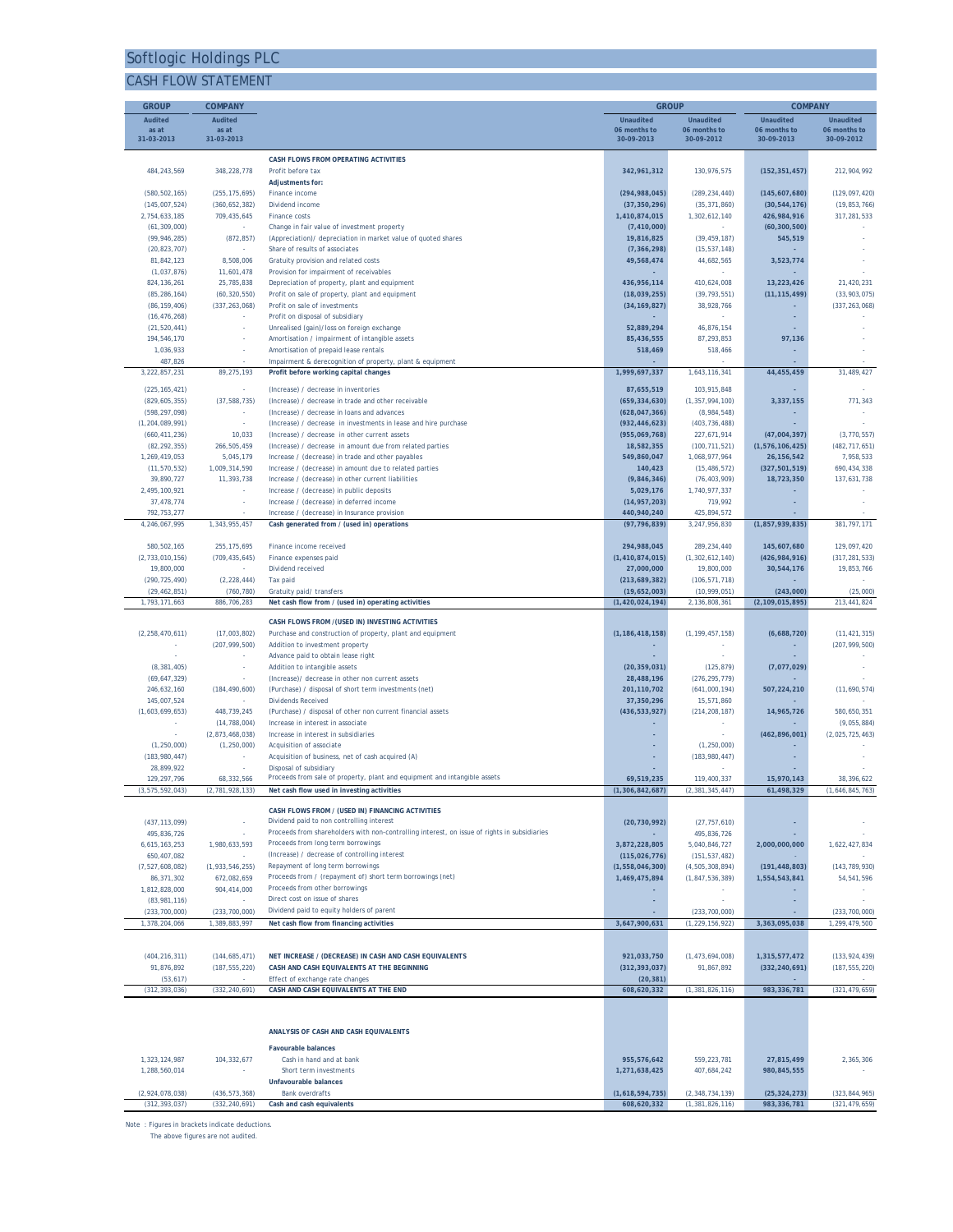# Softlogic Holdings PLC

## CASH FLOW STATEMENT

| GROUP Audited as at 31-03-2013 | COMPANY Audited as at 31-03-2013 | | GROUP Unaudited 06 months to 30-09-2013 | GROUP Unaudited 06 months to 30-09-2012 | COMPANY Unaudited 06 months to 30-09-2013 | COMPANY Unaudited 06 months to 30-09-2012 |
|---|---|---|---|---|---|---|
| | | **CASH FLOWS FROM OPERATING ACTIVITIES** | | | | |
| 484,243,569 | 348,228,778 | Profit before tax | **342,961,312** | 130,976,575 | **(152,351,457)** | 212,904,992 |
| | | **Adjustments for:** | | | | |
| (580,502,165) | (255,175,695) | Finance income | **(294,988,045)** | (289,234,440) | **(145,607,680)** | (129,097,420) |
| (145,007,524) | (360,652,382) | Dividend income | **(37,350,296)** | (35,371,860) | **(30,544,176)** | (19,853,766) |
| 2,754,633,185 | 709,435,645 | Finance costs | **1,410,874,015** | 1,302,612,140 | **426,984,916** | 317,281,533 |
| (61,309,000) | - | Change in fair value of investment property | **(7,410,000)** | - | **(60,300,500)** | - |
| (99,946,285) | (872,857) | (Appreciation)/ depreciation in market value of quoted shares | **19,816,825** | (39,459,187) | **545,519** | - |
| (20,823,707) | - | Share of results of associates | **(7,366,298)** | (15,537,148) | **-** | - |
| 81,842,123 | 8,508,006 | Gratuity provision and related costs | **49,568,474** | 44,682,565 | **3,523,774** | - |
| (1,037,876) | 11,601,478 | Provision for impairment of receivables | **-** | - | **-** | - |
| 824,136,261 | 25,785,838 | Depreciation of property, plant and equipment | **436,956,114** | 410,624,008 | **13,223,426** | 21,420,231 |
| (85,286,164) | (60,320,550) | Profit on sale of property, plant and equipment | **(18,039,255)** | (39,793,551) | **(11,115,499)** | (33,903,075) |
| (86,159,406) | (337,263,068) | Profit on sale of investments | **(34,169,827)** | 38,928,766 | **-** | (337,263,068) |
| (16,476,268) | - | Profit on disposal of subsidiary | **-** | - | **-** | - |
| (21,520,441) | - | Unrealised (gain)/loss on foreign exchange | **52,889,294** | 46,876,154 | **-** | - |
| 194,546,170 | - | Amortisation / impairment of intangible assets | **85,436,555** | 87,293,853 | **97,136** | - |
| 1,036,933 | - | Amortisation of prepaid lease rentals | **518,469** | 518,466 | **-** | - |
| 487,826 | - | Impairment & derecognition of property, plant & equipment | **-** | - | **-** | - |
| 3,222,857,231 | 89,275,193 | **Profit before working capital changes** | **1,999,697,337** | 1,643,116,341 | **44,455,459** | 31,489,427 |
| (225,165,421) | - | (Increase) / decrease in inventories | **87,655,519** | 103,915,848 | **-** | - |
| (829,605,355) | (37,588,735) | (Increase) / decrease in trade and other receivable | **(659,334,630)** | (1,357,994,100) | **3,337,155** | 771,343 |
| (598,297,098) | - | (Increase) / decrease in loans and advances | **(628,047,366)** | (8,984,548) | **-** | - |
| (1,204,089,991) | - | (Increase) / decrease in investments in lease and hire purchase | **(932,446,623)** | (403,736,488) | **-** | - |
| (660,411,236) | 10,033 | (Increase) / decrease in other current assets | **(955,069,768)** | 227,671,914 | **(47,004,397)** | (3,770,557) |
| (82,292,355) | 266,505,459 | (Increase) / decrease in amount due from related parties | **18,582,355** | (100,711,521) | **(1,576,106,425)** | (482,717,651) |
| 1,269,419,053 | 5,045,179 | Increase / (decrease) in trade and other payables | **549,860,047** | 1,068,977,964 | **26,156,542** | 7,958,533 |
| (11,570,532) | 1,009,314,590 | Increase / (decrease) in amount due to related parties | **140,423** | (15,486,572) | **(327,501,519)** | 690,434,338 |
| 39,890,727 | 11,393,738 | Increase / (decrease) in other current liabilities | **(9,846,346)** | (76,403,909) | **18,723,350** | 137,631,738 |
| 2,495,100,921 | - | Increase / (decrease) in public deposits | **5,029,176** | 1,740,977,337 | **-** | - |
| 37,478,774 | - | Increase / (decrease) in deferred income | **(14,957,203)** | 719,992 | **-** | - |
| 792,753,277 | - | Increase / (decrease) in Insurance provision | **440,940,240** | 425,894,572 | **-** | - |
| 4,246,067,995 | 1,343,955,457 | **Cash generated from / (used in) operations** | **(97,796,839)** | 3,247,956,830 | **(1,857,939,835)** | 381,797,171 |
| 580,502,165 | 255,175,695 | Finance income received | **294,988,045** | 289,234,440 | **145,607,680** | 129,097,420 |
| (2,733,010,156) | (709,435,645) | Finance expenses paid | **(1,410,874,015)** | (1,302,612,140) | **(426,984,916)** | (317,281,533) |
| 19,800,000 | - | Dividend received | **27,000,000** | 19,800,000 | **30,544,176** | 19,853,766 |
| (290,725,490) | (2,228,444) | Tax paid | **(213,689,382)** | (106,571,718) | **-** | - |
| (29,462,851) | (760,780) | Gratuity paid/ transfers | **(19,652,003)** | (10,999,051) | **(243,000)** | (25,000) |
| 1,793,171,663 | 886,706,283 | **Net cash flow from / (used in) operating activities** | **(1,420,024,194)** | 2,136,808,361 | **(2,109,015,895)** | 213,441,824 |
| | | **CASH FLOWS FROM /(USED IN) INVESTING ACTIVITIES** | | | | |
| (2,258,470,611) | (17,003,802) | Purchase and construction of property, plant and equipment | **(1,186,418,158)** | (1,199,457,158) | **(6,688,720)** | (11,421,315) |
| - | (207,999,500) | Addition to investment property | **-** | - | **-** | (207,999,500) |
| - | - | Advance paid to obtain lease right | **-** | - | **-** | - |
| (8,381,405) | - | Addition to intangible assets | **(20,359,031)** | (125,879) | **(7,077,029)** | - |
| (69,647,329) | - | (Increase)/ decrease in other non current assets | **28,488,196** | (276,295,779) | **-** | - |
| 246,632,160 | (184,490,600) | (Purchase) / disposal of short term investments (net) | **201,110,702** | (641,000,194) | **507,224,210** | (11,690,574) |
| 145,007,524 | - | Dividends Received | **37,350,296** | 15,571,860 | **-** | - |
| (1,603,699,653) | 448,739,245 | (Purchase) / disposal of other non current financial assets | **(436,533,927)** | (214,208,187) | **14,965,726** | 580,650,351 |
| - | (14,788,004) | Increase in interest in associate | **-** | - | **-** | (9,055,884) |
| - | (2,873,468,038) | Increase in interest in subsidiaries | **-** | - | **(462,896,001)** | (2,025,725,463) |
| (1,250,000) | (1,250,000) | Acquisition of associate | **-** | (1,250,000) | **-** | - |
| (183,980,447) | - | Acquisition of business, net of cash acquired (A) | **-** | (183,980,447) | **-** | - |
| 28,899,922 | - | Disposal of subsidiary | **-** | - | **-** | - |
| 129,297,796 | 68,332,566 | Proceeds from sale of property, plant and equipment and intangible assets | **69,519,235** | 119,400,337 | **15,970,143** | 38,396,622 |
| (3,575,592,043) | (2,781,928,133) | **Net cash flow used in investing activities** | **(1,306,842,687)** | (2,381,345,447) | **61,498,329** | (1,646,845,763) |
| | | **CASH FLOWS FROM / (USED IN) FINANCING ACTIVITIES** | | | | |
| (437,113,099) | - | Dividend paid to non controlling interest | **(20,730,992)** | (27,757,610) | **-** | - |
| 495,836,726 | - | Proceeds from shareholders with non-controlling interest, on issue of rights in subsidiaries | **-** | 495,836,726 | **-** | - |
| 6,615,163,253 | 1,980,633,593 | Proceeds from long term borrowings | **3,872,228,805** | 5,040,846,727 | **2,000,000,000** | 1,622,427,834 |
| 650,407,082 | - | (Increase) / decrease of controlling interest | **(115,026,776)** | (151,537,482) | **-** | - |
| (7,527,608,082) | (1,933,546,255) | Repayment of long term borrowings | **(1,558,046,300)** | (4,505,308,894) | **(191,448,803)** | (143,789,930) |
| 86,371,302 | 672,082,659 | Proceeds from / (repayment of) short term borrowings (net) | **1,469,475,894** | (1,847,536,389) | **1,554,543,841** | 54,541,596 |
| 1,812,828,000 | 904,414,000 | Proceeds from other borrowings | **-** | - | **-** | - |
| (83,981,116) | - | Direct cost on issue of shares | **-** | - | **-** | - |
| (233,700,000) | (233,700,000) | Dividend paid to equity holders of parent | **-** | (233,700,000) | **-** | (233,700,000) |
| 1,378,204,066 | 1,389,883,997 | **Net cash flow from financing activities** | **3,647,900,631** | (1,229,156,922) | **3,363,095,038** | 1,299,479,500 |
| (404,216,311) | (144,685,471) | **NET INCREASE / (DECREASE) IN CASH AND CASH EQUIVALENTS** | **921,033,750** | (1,473,694,008) | **1,315,577,472** | (133,924,439) |
| 91,876,892 | (187,555,220) | **CASH AND CASH EQUIVALENTS AT THE BEGINNING** | **(312,393,037)** | 91,867,892 | **(332,240,691)** | (187,555,220) |
| (53,617) | - | Effect of exchange rate changes | **(20,381)** | - | **-** | - |
| (312,393,036) | (332,240,691) | **CASH AND CASH EQUIVALENTS AT THE END** | **608,620,332** | (1,381,826,116) | **983,336,781** | (321,479,659) |
| | | **ANALYSIS OF CASH AND CASH EQUIVALENTS** | | | | |
| | | **Favourable balances** | | | | |
| 1,323,124,987 | 104,332,677 | Cash in hand and at bank | **955,576,642** | 559,223,781 | **27,815,499** | 2,365,306 |
| 1,288,560,014 | - | Short term investments | **1,271,638,425** | 407,684,242 | **980,845,555** | - |
| | | **Unfavourable balances** | | | | |
| (2,924,078,038) | (436,573,368) | Bank overdrafts | **(1,618,594,735)** | (2,348,734,139) | **(25,324,273)** | (323,844,965) |
| (312,393,037) | (332,240,691) | **Cash and cash equivalents** | **608,620,332** | (1,381,826,116) | **983,336,781** | (321,479,659) |

Note : Figures in brackets indicate deductions.
The above figures are not audited.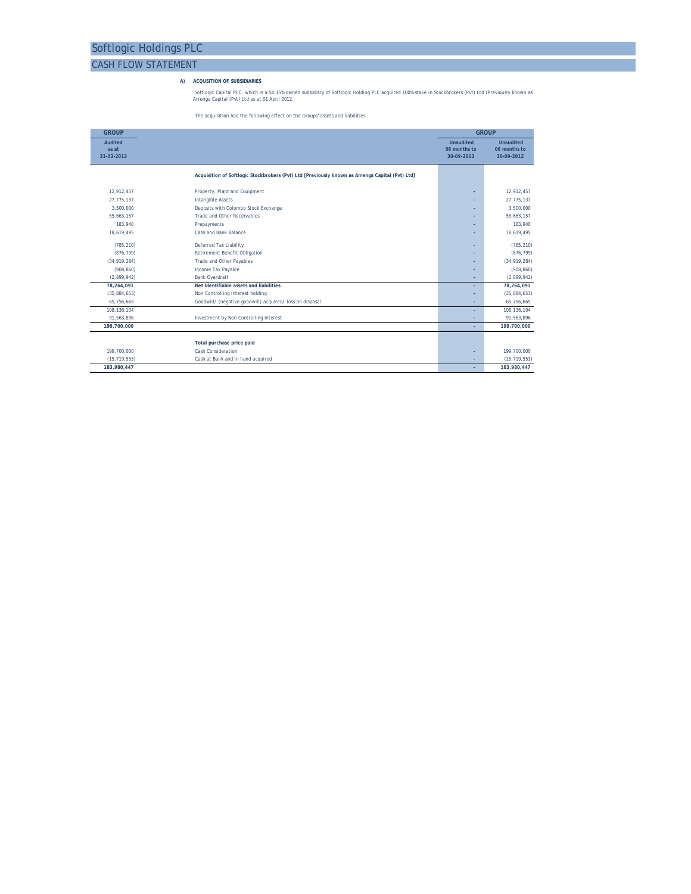# Softlogic Holdings PLC

## CASH FLOW STATEMENT

**A) ACQUSITION OF SUBSIDIARIES**

Softlogic Capital PLC, which is a 54.15% owned subsidiary of Softlogic Holding PLC acquired 100% stake in Stockbrokers (Pvt) Ltd (Previously known as Arrenga Capital (Pvt) Ltd as at 01 April 2012.

The acquisition had the following effect on the Groups' assets and liabilities

| GROUP | | GROUP | |
|---|---|---|---|
| **Audited as at 31-03-2013** | | **Unaudited 06 months to 30-09-2013** | **Unaudited 06 months to 30-09-2012** |
| | **Acquisition of Softlogic Stockbrokers (Pvt) Ltd [Previously known as Arrenga Capital (Pvt) Ltd]** | | |
| 12,912,457 | Property, Plant and Equipment | - | 12,912,457 |
| 27,775,137 | Intangible Assets | - | 27,775,137 |
| 3,500,000 | Deposits with Colombo Stock Exchange | - | 3,500,000 |
| 55,663,157 | Trade and Other Receivables | - | 55,663,157 |
| 183,940 | Prepayments | - | 183,940 |
| 18,619,495 | Cash and Bank Balance | - | 18,619,495 |
| (785,210) | Deferred Tax Liability | - | (785,210) |
| (876,799) | Retirement Benefit Obligation | - | (876,799) |
| (34,919,284) | Trade and Other Payables | - | (34,919,284) |
| (908,860) | Income Tax Payable | - | (908,860) |
| (2,899,942) | Bank Overdraft | - | (2,899,942) |
| **78,264,091** | **Net Identifiable assets and liabilities** | - | **78,264,091** |
| (35,884,653) | Non Controlling Interest holding | - | (35,884,653) |
| 65,756,665 | Goodwill/ (negative goodwill) acquired/ loss on disposal | - | 65,756,665 |
| 108,136,104 | | - | 108,136,104 |
| 91,563,896 | Investment by Non Controlling Interest | - | 91,563,896 |
| **199,700,000** | | - | **199,700,000** |
| | **Total purchase price paid** | | |
| 199,700,000 | Cash Consideration | - | 199,700,000 |
| (15,719,553) | Cash at Bank and in hand acquired | - | (15,719,553) |
| **183,980,447** | | - | **183,980,447** |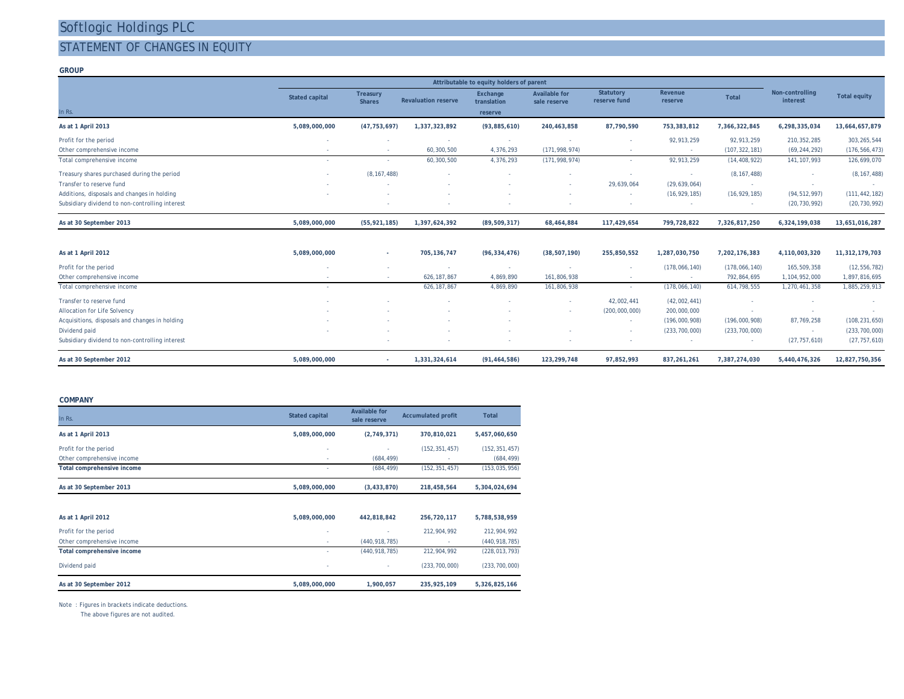# Softlogic Holdings PLC

## STATEMENT OF CHANGES IN EQUITY

### GROUP

| In Rs. | Stated capital | Treasury Shares | Revaluation reserve | Exchange translation reserve | Available for sale reserve | Statutory reserve fund | Revenue reserve | Total | Non-controlling interest | Total equity |
|---|---|---|---|---|---|---|---|---|---|---|
| | Attributable to equity holders of parent | | | | | | | | | |
| **As at 1 April 2013** | **5,089,000,000** | **(47,753,697)** | **1,337,323,892** | **(93,885,610)** | **240,463,858** | **87,790,590** | **753,383,812** | **7,366,322,845** | **6,298,335,034** | **13,664,657,879** |
| Profit for the period | - | - | - | - | - | - | 92,913,259 | 92,913,259 | 210,352,285 | 303,265,544 |
| Other comprehensive income | - | - | 60,300,500 | 4,376,293 | (171,998,974) | - | - | (107,322,181) | (69,244,292) | (176,566,473) |
| Total comprehensive income | - | - | 60,300,500 | 4,376,293 | (171,998,974) | - | 92,913,259 | (14,408,922) | 141,107,993 | 126,699,070 |
| Treasury shares purchased during the period | - | (8,167,488) | - | - | - | - | - | (8,167,488) | - | (8,167,488) |
| Transfer to reserve fund | - | - | - | - | - | 29,639,064 | (29,639,064) | - | - | - |
| Additions, disposals and changes in holding | - | - | - | - | - | - | (16,929,185) | (16,929,185) | (94,512,997) | (111,442,182) |
| Subsidiary dividend to non-controlling interest | | - | - | - | - | - | - | - | (20,730,992) | (20,730,992) |
| **As at 30 September 2013** | **5,089,000,000** | **(55,921,185)** | **1,397,624,392** | **(89,509,317)** | **68,464,884** | **117,429,654** | **799,728,822** | **7,326,817,250** | **6,324,199,038** | **13,651,016,287** |
| | | | | | | | | | | |
| **As at 1 April 2012** | **5,089,000,000** | **-** | **705,136,747** | **(96,334,476)** | **(38,507,190)** | **255,850,552** | **1,287,030,750** | **7,202,176,383** | **4,110,003,320** | **11,312,179,703** |
| Profit for the period | - | - | - | - | - | - | (178,066,140) | (178,066,140) | 165,509,358 | (12,556,782) |
| Other comprehensive income | - | - | 626,187,867 | 4,869,890 | 161,806,938 | - | - | 792,864,695 | 1,104,952,000 | 1,897,816,695 |
| Total comprehensive income | - | | 626,187,867 | 4,869,890 | 161,806,938 | - | (178,066,140) | 614,798,555 | 1,270,461,358 | 1,885,259,913 |
| Transfer to reserve fund | - | - | - | - | - | 42,002,441 | (42,002,441) | - | - | - |
| Allocation for Life Solvency | - | - | - | - | - | (200,000,000) | 200,000,000 | - | - | - |
| Acquisitions, disposals and changes in holding | - | - | - | - | | - | (196,000,908) | (196,000,908) | 87,769,258 | (108,231,650) |
| Dividend paid | - | - | - | - | - | - | (233,700,000) | (233,700,000) | - | (233,700,000) |
| Subsidiary dividend to non-controlling interest | | - | - | - | - | - | - | - | (27,757,610) | (27,757,610) |
| **As at 30 September 2012** | **5,089,000,000** | **-** | **1,331,324,614** | **(91,464,586)** | **123,299,748** | **97,852,993** | **837,261,261** | **7,387,274,030** | **5,440,476,326** | **12,827,750,356** |

### COMPANY

| In Rs. | Stated capital | Available for sale reserve | Accumulated profit | Total |
|---|---|---|---|---|
| **As at 1 April 2013** | **5,089,000,000** | **(2,749,371)** | **370,810,021** | **5,457,060,650** |
| Profit for the period | - | - | (152,351,457) | (152,351,457) |
| Other comprehensive income | - | (684,499) | - | (684,499) |
| **Total comprehensive income** | - | (684,499) | (152,351,457) | (153,035,956) |
| **As at 30 September 2013** | **5,089,000,000** | **(3,433,870)** | **218,458,564** | **5,304,024,694** |
| | | | | |
| **As at 1 April 2012** | **5,089,000,000** | **442,818,842** | **256,720,117** | **5,788,538,959** |
| Profit for the period | - | - | 212,904,992 | 212,904,992 |
| Other comprehensive income | - | (440,918,785) | - | (440,918,785) |
| **Total comprehensive income** | - | (440,918,785) | 212,904,992 | (228,013,793) |
| Dividend paid | - | - | (233,700,000) | (233,700,000) |
| **As at 30 September 2012** | **5,089,000,000** | **1,900,057** | **235,925,109** | **5,326,825,166** |

Note : Figures in brackets indicate deductions.
The above figures are not audited.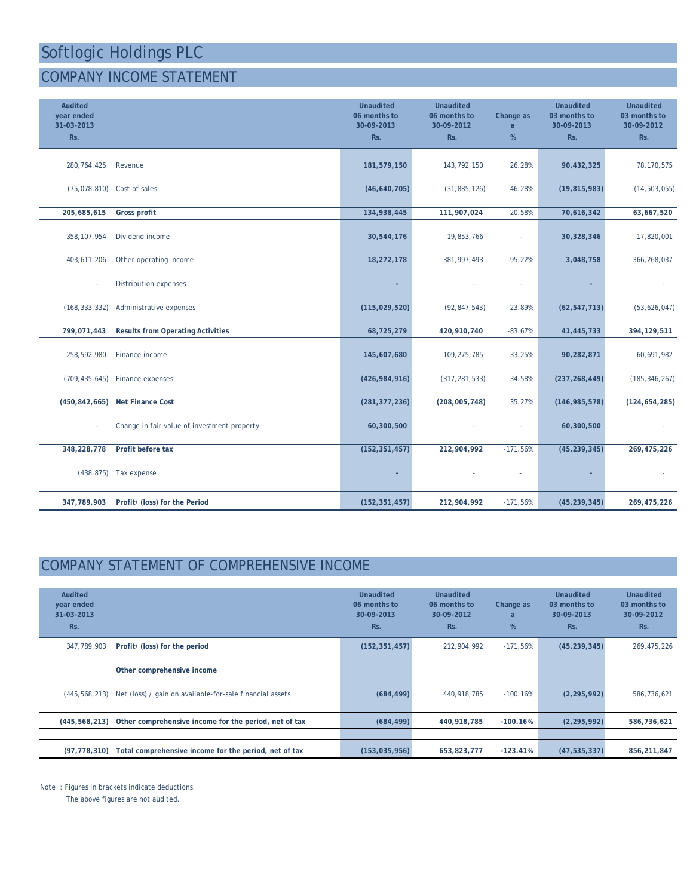# Softlogic Holdings PLC

## COMPANY INCOME STATEMENT

| Audited year ended 31-03-2013 Rs. | | Unaudited 06 months to 30-09-2013 Rs. | Unaudited 06 months to 30-09-2012 Rs. | Change as a % | Unaudited 03 months to 30-09-2013 Rs. | Unaudited 03 months to 30-09-2012 Rs. |
|---|---|---|---|---|---|---|
| 280,764,425 | Revenue | **181,579,150** | 143,792,150 | 26.28% | **90,432,325** | 78,170,575 |
| (75,078,810) | Cost of sales | **(46,640,705)** | (31,885,126) | 46.28% | **(19,815,983)** | (14,503,055) |
| **205,685,615** | **Gross profit** | **134,938,445** | **111,907,024** | 20.58% | **70,616,342** | **63,667,520** |
| 358,107,954 | Dividend income | **30,544,176** | 19,853,766 | - | **30,328,346** | 17,820,001 |
| 403,611,206 | Other operating income | **18,272,178** | 381,997,493 | -95.22% | **3,048,758** | 366,268,037 |
| - | Distribution expenses | **-** | - | - | **-** | - |
| (168,333,332) | Administrative expenses | **(115,029,520)** | (92,847,543) | 23.89% | **(62,547,713)** | (53,626,047) |
| **799,071,443** | **Results from Operating Activities** | **68,725,279** | **420,910,740** | -83.67% | **41,445,733** | **394,129,511** |
| 258,592,980 | Finance income | **145,607,680** | 109,275,785 | 33.25% | **90,282,871** | 60,691,982 |
| (709,435,645) | Finance expenses | **(426,984,916)** | (317,281,533) | 34.58% | **(237,268,449)** | (185,346,267) |
| **(450,842,665)** | **Net Finance Cost** | **(281,377,236)** | **(208,005,748)** | 35.27% | **(146,985,578)** | **(124,654,285)** |
| - | Change in fair value of investment property | **60,300,500** | - | - | **60,300,500** | - |
| **348,228,778** | **Profit before tax** | **(152,351,457)** | **212,904,992** | -171.56% | **(45,239,345)** | **269,475,226** |
| (438,875) | Tax expense | **-** | - | - | **-** | - |
| **347,789,903** | **Profit/ (loss) for the Period** | **(152,351,457)** | **212,904,992** | -171.56% | **(45,239,345)** | **269,475,226** |

## COMPANY STATEMENT OF COMPREHENSIVE INCOME

| Audited year ended 31-03-2013 Rs. | | Unaudited 06 months to 30-09-2013 Rs. | Unaudited 06 months to 30-09-2012 Rs. | Change as a % | Unaudited 03 months to 30-09-2013 Rs. | Unaudited 03 months to 30-09-2012 Rs. |
|---|---|---|---|---|---|---|
| 347,789,903 | **Profit/ (loss) for the period** | **(152,351,457)** | 212,904,992 | -171.56% | **(45,239,345)** | 269,475,226 |
| | **Other comprehensive income** | | | | | |
| (445,568,213) | Net (loss) / gain on available-for-sale financial assets | **(684,499)** | 440,918,785 | -100.16% | **(2,295,992)** | 586,736,621 |
| **(445,568,213)** | **Other comprehensive income for the period, net of tax** | **(684,499)** | **440,918,785** | **-100.16%** | **(2,295,992)** | **586,736,621** |
| **(97,778,310)** | **Total comprehensive income for the period, net of tax** | **(153,035,956)** | **653,823,777** | **-123.41%** | **(47,535,337)** | **856,211,847** |

Note : Figures in brackets indicate deductions.
The above figures are not audited.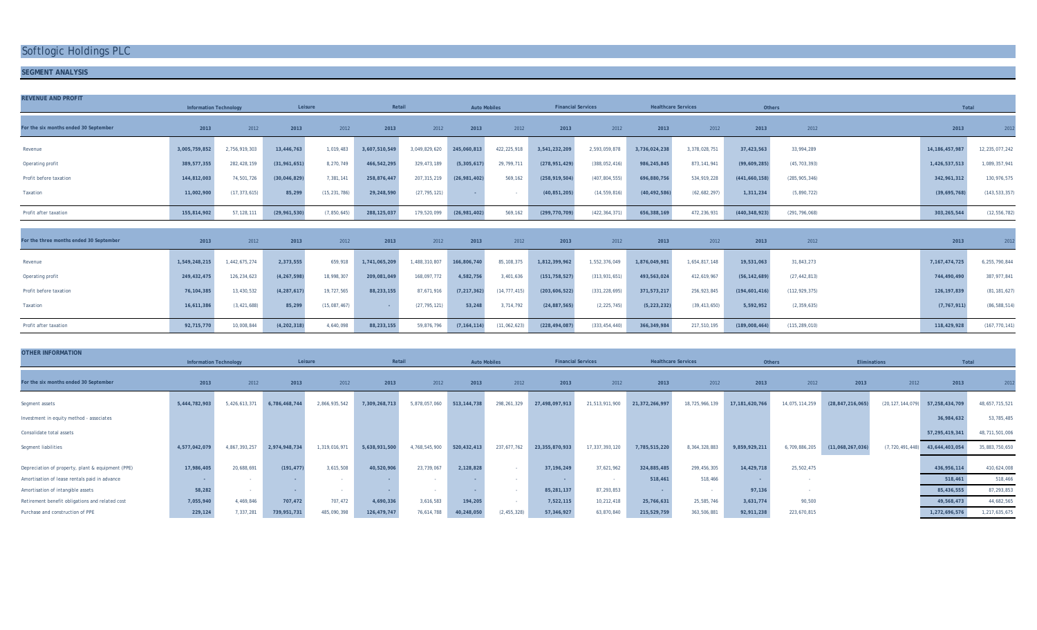# Softlogic Holdings PLC

## SEGMENT ANALYSIS

### REVENUE AND PROFIT

| | Information Technology | | Leisure | | Retail | | Auto Mobiles | | Financial Services | | Healthcare Services | | Others | | Total | |
|---|---|---|---|---|---|---|---|---|---|---|---|---|---|---|---|---|
| **For the six months ended 30 September** | **2013** | 2012 | **2013** | 2012 | **2013** | 2012 | **2013** | 2012 | **2013** | 2012 | **2013** | 2012 | **2013** | 2012 | **2013** | 2012 |
| Revenue | **3,005,759,852** | 2,756,919,303 | **13,446,763** | 1,019,483 | **3,607,510,549** | 3,049,829,620 | **245,060,813** | 422,225,918 | **3,541,232,209** | 2,593,059,878 | **3,736,024,238** | 3,378,028,751 | **37,423,563** | 33,994,289 | **14,186,457,987** | 12,235,077,242 |
| Operating profit | **389,577,355** | 282,428,159 | **(31,961,651)** | 8,270,749 | **466,542,295** | 329,473,189 | **(5,305,617)** | 29,799,711 | **(278,951,429)** | (388,052,416) | **986,245,845** | 873,141,941 | **(99,609,285)** | (45,703,393) | **1,426,537,513** | 1,089,357,941 |
| Profit before taxation | **144,812,003** | 74,501,726 | **(30,046,829)** | 7,381,141 | **258,876,447** | 207,315,219 | **(26,981,402)** | 569,162 | **(258,919,504)** | (407,804,555) | **696,880,756** | 534,919,228 | **(441,660,158)** | (285,905,346) | **342,961,312** | 130,976,575 |
| Taxation | **11,002,900** | (17,373,615) | **85,299** | (15,231,786) | **29,248,590** | (27,795,121) | **-** | - | **(40,851,205)** | (14,559,816) | **(40,492,586)** | (62,682,297) | **1,311,234** | (5,890,722) | **(39,695,768)** | (143,533,357) |
| Profit after taxation | **155,814,902** | 57,128,111 | **(29,961,530)** | (7,850,645) | **288,125,037** | 179,520,099 | **(26,981,402)** | 569,162 | **(299,770,709)** | (422,364,371) | **656,388,169** | 472,236,931 | **(440,348,923)** | (291,796,068) | **303,265,544** | (12,556,782) |
| **For the three months ended 30 September** | **2013** | 2012 | **2013** | 2012 | **2013** | 2012 | **2013** | 2012 | **2013** | 2012 | **2013** | 2012 | **2013** | 2012 | **2013** | 2012 |
| Revenue | **1,549,248,215** | 1,442,675,274 | **2,373,555** | 659,918 | **1,741,065,209** | 1,488,310,807 | **166,806,740** | 85,108,375 | **1,812,399,962** | 1,552,376,049 | **1,876,049,981** | 1,654,817,148 | **19,531,063** | 31,843,273 | **7,167,474,725** | 6,255,790,844 |
| Operating profit | **249,432,475** | 126,234,623 | **(4,267,598)** | 18,998,307 | **209,081,049** | 168,097,772 | **4,582,756** | 3,401,636 | **(151,758,527)** | (313,931,651) | **493,563,024** | 412,619,967 | **(56,142,689)** | (27,442,813) | **744,490,490** | 387,977,841 |
| Profit before taxation | **76,104,385** | 13,430,532 | **(4,287,617)** | 19,727,565 | **88,233,155** | 87,671,916 | **(7,217,362)** | (14,777,415) | **(203,606,522)** | (331,228,695) | **371,573,217** | 256,923,845 | **(194,601,416)** | (112,929,375) | **126,197,839** | (81,181,627) |
| Taxation | **16,611,386** | (3,421,688) | **85,299** | (15,087,467) | **-** | (27,795,121) | **53,248** | 3,714,792 | **(24,887,565)** | (2,225,745) | **(5,223,232)** | (39,413,650) | **5,592,952** | (2,359,635) | **(7,767,911)** | (86,588,514) |
| Profit after taxation | **92,715,770** | 10,008,844 | **(4,202,318)** | 4,640,098 | **88,233,155** | 59,876,796 | **(7,164,114)** | (11,062,623) | **(228,494,087)** | (333,454,440) | **366,349,984** | 217,510,195 | **(189,008,464)** | (115,289,010) | **118,429,928** | (167,770,141) |

### OTHER INFORMATION

| | Information Technology | | Leisure | | Retail | | Auto Mobiles | | Financial Services | | Healthcare Services | | Others | | Eliminations | | Total | |
|---|---|---|---|---|---|---|---|---|---|---|---|---|---|---|---|---|---|---|
| **For the six months ended 30 September** | **2013** | 2012 | **2013** | 2012 | **2013** | 2012 | **2013** | 2012 | **2013** | 2012 | **2013** | 2012 | **2013** | 2012 | **2013** | 2012 | **2013** | 2012 |
| Segment assets | **5,444,782,903** | 5,426,613,371 | **6,786,468,744** | 2,866,935,542 | **7,309,268,713** | 5,878,057,060 | **513,144,738** | 298,261,329 | **27,498,097,913** | 21,513,911,900 | **21,372,266,997** | 18,725,966,139 | **17,181,620,766** | 14,075,114,259 | **(28,847,216,065)** | (20,127,144,079) | **57,258,434,709** | 48,657,715,521 |
| Investment in equity method - associates | | | | | | | | | | | | | | | | | **36,984,632** | 53,785,485 |
| Consolidate total assets | | | | | | | | | | | | | | | | | **57,295,419,341** | 48,711,501,006 |
| Segment liabilities | **4,577,042,079** | 4,867,393,257 | **2,974,948,734** | 1,319,016,971 | **5,638,931,500** | 4,768,545,900 | **520,432,413** | 237,677,762 | **23,355,870,933** | 17,337,393,120 | **7,785,515,220** | 8,364,328,883 | **9,859,929,211** | 6,709,886,205 | **(11,068,267,036)** | (7,720,491,448) | **43,644,403,054** | 35,883,750,650 |
| Depreciation of property, plant & equipment (PPE) | **17,986,405** | 20,688,691 | **(191,477)** | 3,615,508 | **40,520,906** | 23,739,067 | **2,128,828** | - | **37,196,249** | 37,621,962 | **324,885,485** | 299,456,305 | **14,429,718** | 25,502,475 | | | **436,956,114** | 410,624,008 |
| Amortisation of lease rentals paid in advance | **-** | - | **-** | - | **-** | - | **-** | - | **-** | - | **518,461** | 518,466 | **-** | - | | | **518,461** | 518,466 |
| Amortisation of intangible assets | **58,282** | - | **-** | - | **-** | - | **-** | - | **85,281,137** | 87,293,853 | **-** | - | **97,136** | - | | | **85,436,555** | 87,293,853 |
| Retirement benefit obligations and related cost | **7,055,940** | 4,469,846 | **707,472** | 707,472 | **4,690,336** | 3,616,583 | **194,205** | - | **7,522,115** | 10,212,418 | **25,766,631** | 25,585,746 | **3,631,774** | 90,500 | | | **49,568,473** | 44,682,565 |
| Purchase and construction of PPE | **229,124** | 7,337,281 | **739,951,731** | 485,090,398 | **126,479,747** | 76,614,788 | **40,248,050** | (2,455,328) | **57,346,927** | 63,870,840 | **215,529,759** | 363,506,881 | **92,911,238** | 223,670,815 | | | **1,272,696,576** | 1,217,635,675 |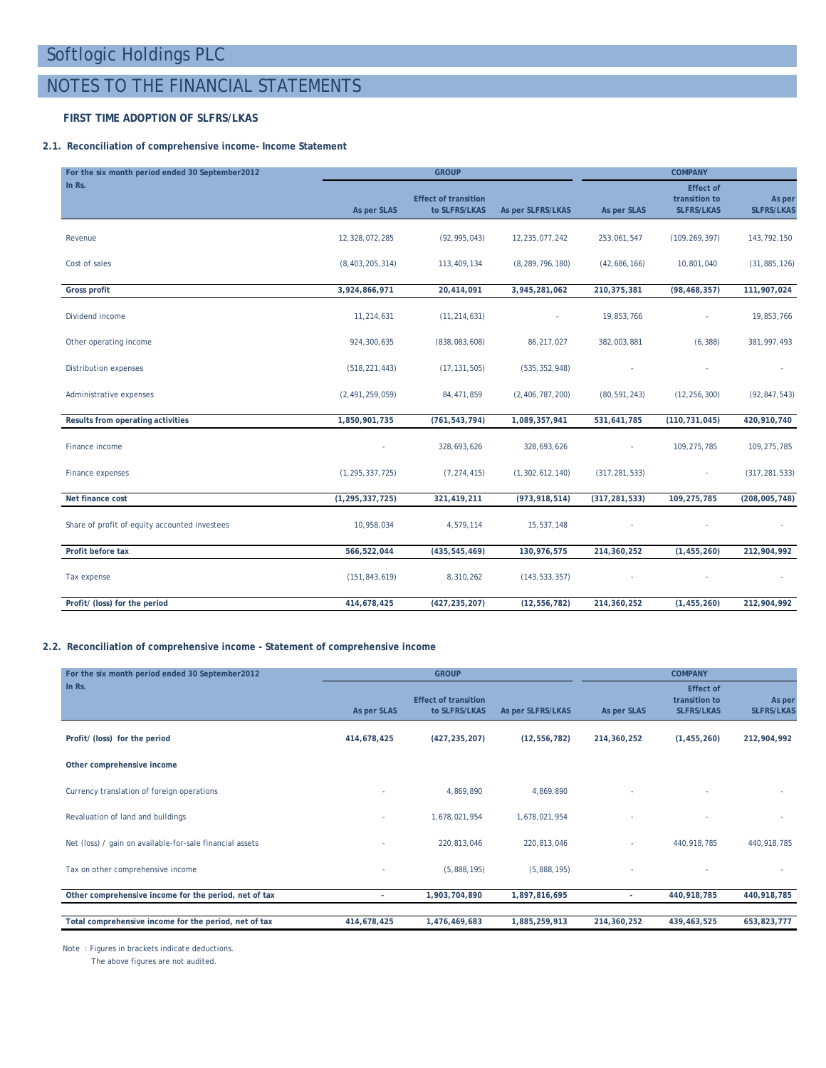# Softlogic Holdings PLC

# NOTES TO THE FINANCIAL STATEMENTS

### FIRST TIME ADOPTION OF SLFRS/LKAS

### 2.1. Reconciliation of comprehensive income- Income Statement

| For the six month period ended 30 September2012 | GROUP | | | COMPANY | | |
|---|---|---|---|---|---|---|
| In Rs. | As per SLAS | Effect of transition to SLFRS/LKAS | As per SLFRS/LKAS | As per SLAS | Effect of transition to SLFRS/LKAS | As per SLFRS/LKAS |
| Revenue | 12,328,072,285 | (92,995,043) | 12,235,077,242 | 253,061,547 | (109,269,397) | 143,792,150 |
| Cost of sales | (8,403,205,314) | 113,409,134 | (8,289,796,180) | (42,686,166) | 10,801,040 | (31,885,126) |
| **Gross profit** | **3,924,866,971** | **20,414,091** | **3,945,281,062** | **210,375,381** | **(98,468,357)** | **111,907,024** |
| Dividend income | 11,214,631 | (11,214,631) | - | 19,853,766 | - | 19,853,766 |
| Other operating income | 924,300,635 | (838,083,608) | 86,217,027 | 382,003,881 | (6,388) | 381,997,493 |
| Distribution expenses | (518,221,443) | (17,131,505) | (535,352,948) | - | - | - |
| Administrative expenses | (2,491,259,059) | 84,471,859 | (2,406,787,200) | (80,591,243) | (12,256,300) | (92,847,543) |
| **Results from operating activities** | **1,850,901,735** | **(761,543,794)** | **1,089,357,941** | **531,641,785** | **(110,731,045)** | **420,910,740** |
| Finance income | - | 328,693,626 | 328,693,626 | - | 109,275,785 | 109,275,785 |
| Finance expenses | (1,295,337,725) | (7,274,415) | (1,302,612,140) | (317,281,533) | - | (317,281,533) |
| **Net finance cost** | **(1,295,337,725)** | **321,419,211** | **(973,918,514)** | **(317,281,533)** | **109,275,785** | **(208,005,748)** |
| Share of profit of equity accounted investees | 10,958,034 | 4,579,114 | 15,537,148 | - | - | - |
| **Profit before tax** | **566,522,044** | **(435,545,469)** | **130,976,575** | **214,360,252** | **(1,455,260)** | **212,904,992** |
| Tax expense | (151,843,619) | 8,310,262 | (143,533,357) | - | - | - |
| **Profit/ (loss) for the period** | **414,678,425** | **(427,235,207)** | **(12,556,782)** | **214,360,252** | **(1,455,260)** | **212,904,992** |

### 2.2. Reconciliation of comprehensive income - Statement of comprehensive income

| For the six month period ended 30 September2012 | GROUP | | | COMPANY | | |
|---|---|---|---|---|---|---|
| In Rs. | As per SLAS | Effect of transition to SLFRS/LKAS | As per SLFRS/LKAS | As per SLAS | Effect of transition to SLFRS/LKAS | As per SLFRS/LKAS |
| **Profit/ (loss) for the period** | **414,678,425** | **(427,235,207)** | **(12,556,782)** | **214,360,252** | **(1,455,260)** | **212,904,992** |
| **Other comprehensive income** | | | | | | |
| Currency translation of foreign operations | - | 4,869,890 | 4,869,890 | - | - | - |
| Revaluation of land and buildings | - | 1,678,021,954 | 1,678,021,954 | - | - | - |
| Net (loss) / gain on available-for-sale financial assets | - | 220,813,046 | 220,813,046 | - | 440,918,785 | 440,918,785 |
| Tax on other comprehensive income | - | (5,888,195) | (5,888,195) | - | - | - |
| **Other comprehensive income for the period, net of tax** | **-** | **1,903,704,890** | **1,897,816,695** | **-** | **440,918,785** | **440,918,785** |
| **Total comprehensive income for the period, net of tax** | **414,678,425** | **1,476,469,683** | **1,885,259,913** | **214,360,252** | **439,463,525** | **653,823,777** |

Note : Figures in brackets indicate deductions.
The above figures are not audited.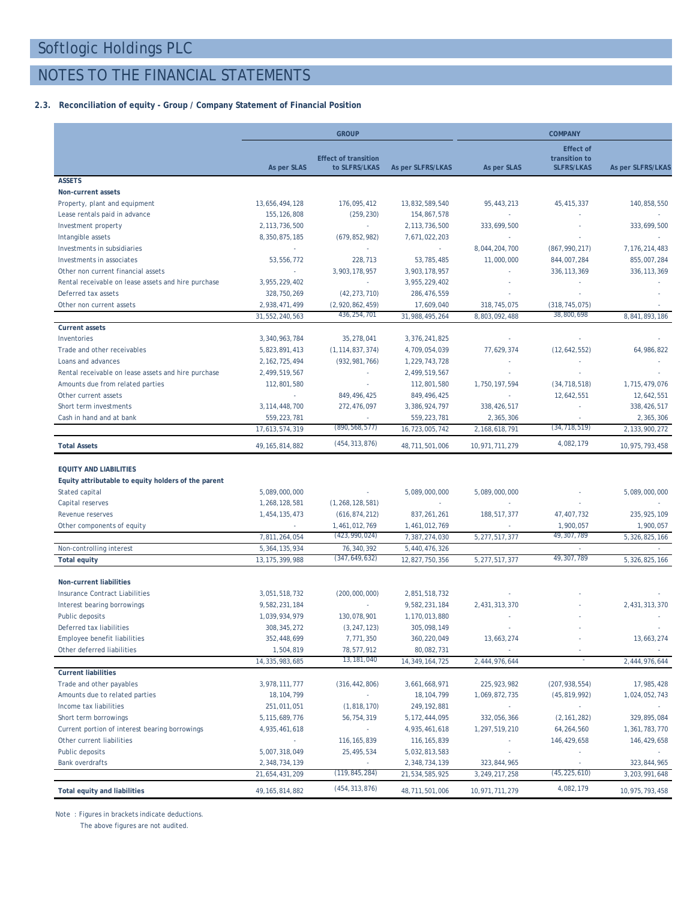# Softlogic Holdings PLC

## NOTES TO THE FINANCIAL STATEMENTS

### 2.3. Reconciliation of equity - Group / Company Statement of Financial Position

| | GROUP | | | COMPANY | | |
|---|---|---|---|---|---|---|
| | As per SLAS | Effect of transition to SLFRS/LKAS | As per SLFRS/LKAS | As per SLAS | Effect of transition to SLFRS/LKAS | As per SLFRS/LKAS |
| **ASSETS** | | | | | | |
| **Non-current assets** | | | | | | |
| Property, plant and equipment | 13,656,494,128 | 176,095,412 | 13,832,589,540 | 95,443,213 | 45,415,337 | 140,858,550 |
| Lease rentals paid in advance | 155,126,808 | (259,230) | 154,867,578 | - | - | - |
| Investment property | 2,113,736,500 | - | 2,113,736,500 | 333,699,500 | - | 333,699,500 |
| Intangible assets | 8,350,875,185 | (679,852,982) | 7,671,022,203 | - | - | - |
| Investments in subsidiaries | - | - | - | 8,044,204,700 | (867,990,217) | 7,176,214,483 |
| Investments in associates | 53,556,772 | 228,713 | 53,785,485 | 11,000,000 | 844,007,284 | 855,007,284 |
| Other non current financial assets | - | 3,903,178,957 | 3,903,178,957 | - | 336,113,369 | 336,113,369 |
| Rental receivable on lease assets and hire purchase | 3,955,229,402 | - | 3,955,229,402 | - | - | - |
| Deferred tax assets | 328,750,269 | (42,273,710) | 286,476,559 | - | - | - |
| Other non current assets | 2,938,471,499 | (2,920,862,459) | 17,609,040 | 318,745,075 | (318,745,075) | - |
| | 31,552,240,563 | 436,254,701 | 31,988,495,264 | 8,803,092,488 | 38,800,698 | 8,841,893,186 |
| **Current assets** | | | | | | |
| Inventories | 3,340,963,784 | 35,278,041 | 3,376,241,825 | - | - | - |
| Trade and other receivables | 5,823,891,413 | (1,114,837,374) | 4,709,054,039 | 77,629,374 | (12,642,552) | 64,986,822 |
| Loans and advances | 2,162,725,494 | (932,981,766) | 1,229,743,728 | - | - | - |
| Rental receivable on lease assets and hire purchase | 2,499,519,567 | - | 2,499,519,567 | - | - | - |
| Amounts due from related parties | 112,801,580 | - | 112,801,580 | 1,750,197,594 | (34,718,518) | 1,715,479,076 |
| Other current assets | - | 849,496,425 | 849,496,425 | - | 12,642,551 | 12,642,551 |
| Short term investments | 3,114,448,700 | 272,476,097 | 3,386,924,797 | 338,426,517 | - | 338,426,517 |
| Cash in hand and at bank | 559,223,781 | - | 559,223,781 | 2,365,306 | - | 2,365,306 |
| | 17,613,574,319 | (890,568,577) | 16,723,005,742 | 2,168,618,791 | (34,718,519) | 2,133,900,272 |
| **Total Assets** | 49,165,814,882 | (454,313,876) | 48,711,501,006 | 10,971,711,279 | 4,082,179 | 10,975,793,458 |
| | | | | | | |
| **EQUITY AND LIABILITIES** | | | | | | |
| **Equity attributable to equity holders of the parent** | | | | | | |
| Stated capital | 5,089,000,000 | - | 5,089,000,000 | 5,089,000,000 | - | 5,089,000,000 |
| Capital reserves | 1,268,128,581 | (1,268,128,581) | - | - | - | - |
| Revenue reserves | 1,454,135,473 | (616,874,212) | 837,261,261 | 188,517,377 | 47,407,732 | 235,925,109 |
| Other components of equity | - | 1,461,012,769 | 1,461,012,769 | - | 1,900,057 | 1,900,057 |
| | 7,811,264,054 | (423,990,024) | 7,387,274,030 | 5,277,517,377 | 49,307,789 | 5,326,825,166 |
| Non-controlling interest | 5,364,135,934 | 76,340,392 | 5,440,476,326 | | - | - |
| **Total equity** | 13,175,399,988 | (347,649,632) | 12,827,750,356 | 5,277,517,377 | 49,307,789 | 5,326,825,166 |
| | | | | | | |
| **Non-current liabilities** | | | | | | |
| Insurance Contract Liabilities | 3,051,518,732 | (200,000,000) | 2,851,518,732 | - | - | - |
| Interest bearing borrowings | 9,582,231,184 | - | 9,582,231,184 | 2,431,313,370 | - | 2,431,313,370 |
| Public deposits | 1,039,934,979 | 130,078,901 | 1,170,013,880 | - | - | - |
| Deferred tax liabilities | 308,345,272 | (3,247,123) | 305,098,149 | - | - | - |
| Employee benefit liabilities | 352,448,699 | 7,771,350 | 360,220,049 | 13,663,274 | - | 13,663,274 |
| Other deferred liabilities | 1,504,819 | 78,577,912 | 80,082,731 | - | - | - |
| | 14,335,983,685 | 13,181,040 | 14,349,164,725 | 2,444,976,644 | - | 2,444,976,644 |
| **Current liabilities** | | | | | | |
| Trade and other payables | 3,978,111,777 | (316,442,806) | 3,661,668,971 | 225,923,982 | (207,938,554) | 17,985,428 |
| Amounts due to related parties | 18,104,799 | - | 18,104,799 | 1,069,872,735 | (45,819,992) | 1,024,052,743 |
| Income tax liabilities | 251,011,051 | (1,818,170) | 249,192,881 | - | - | - |
| Short term borrowings | 5,115,689,776 | 56,754,319 | 5,172,444,095 | 332,056,366 | (2,161,282) | 329,895,084 |
| Current portion of interest bearing borrowings | 4,935,461,618 | - | 4,935,461,618 | 1,297,519,210 | 64,264,560 | 1,361,783,770 |
| Other current liabilities | - | 116,165,839 | 116,165,839 | - | 146,429,658 | 146,429,658 |
| Public deposits | 5,007,318,049 | 25,495,534 | 5,032,813,583 | - | - | - |
| Bank overdrafts | 2,348,734,139 | - | 2,348,734,139 | 323,844,965 | - | 323,844,965 |
| | 21,654,431,209 | (119,845,284) | 21,534,585,925 | 3,249,217,258 | (45,225,610) | 3,203,991,648 |
| **Total equity and liabilities** | 49,165,814,882 | (454,313,876) | 48,711,501,006 | 10,971,711,279 | 4,082,179 | 10,975,793,458 |

Note : Figures in brackets indicate deductions.
The above figures are not audited.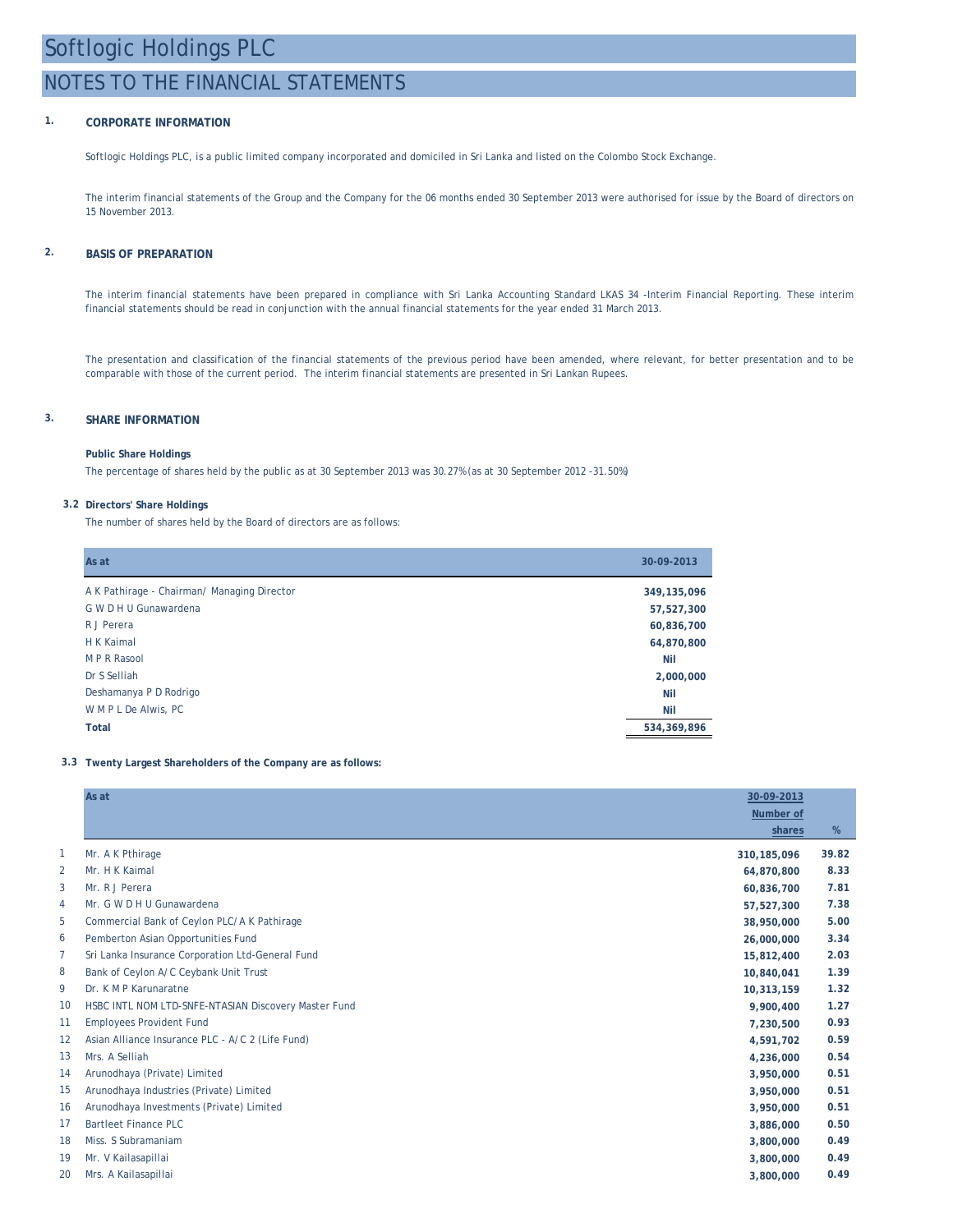# Softlogic Holdings PLC

## NOTES TO THE FINANCIAL STATEMENTS

### 1. CORPORATE INFORMATION

Softlogic Holdings PLC, is a public limited company incorporated and domiciled in Sri Lanka and listed on the Colombo Stock Exchange.

The interim financial statements of the Group and the Company for the 06 months ended 30 September 2013 were authorised for issue by the Board of directors on 15 November 2013.

### 2. BASIS OF PREPARATION

The interim financial statements have been prepared in compliance with Sri Lanka Accounting Standard LKAS 34 -Interim Financial Reporting. These interim financial statements should be read in conjunction with the annual financial statements for the year ended 31 March 2013.

The presentation and classification of the financial statements of the previous period have been amended, where relevant, for better presentation and to be comparable with those of the current period. The interim financial statements are presented in Sri Lankan Rupees.

### 3. SHARE INFORMATION

**Public Share Holdings**

The percentage of shares held by the public as at 30 September 2013 was 30.27% (as at 30 September 2012 -31.50%)

**3.2 Directors' Share Holdings**

The number of shares held by the Board of directors are as follows:

| As at | 30-09-2013 |
|---|---|
| A K Pathirage - Chairman/ Managing Director | 349,135,096 |
| G W D H U Gunawardena | 57,527,300 |
| R J Perera | 60,836,700 |
| H K Kaimal | 64,870,800 |
| M P R Rasool | Nil |
| Dr S Selliah | 2,000,000 |
| Deshamanya P D Rodrigo | Nil |
| W M P L De Alwis, PC | Nil |
| **Total** | **534,369,896** |

**3.3 Twenty Largest Shareholders of the Company are as follows:**

| | As at | 30-09-2013 Number of shares | % |
|---|---|---|---|
| 1 | Mr. A K Pthirage | 310,185,096 | 39.82 |
| 2 | Mr. H K Kaimal | 64,870,800 | 8.33 |
| 3 | Mr. R J Perera | 60,836,700 | 7.81 |
| 4 | Mr. G W D H U Gunawardena | 57,527,300 | 7.38 |
| 5 | Commercial Bank of Ceylon PLC/A K Pathirage | 38,950,000 | 5.00 |
| 6 | Pemberton Asian Opportunities Fund | 26,000,000 | 3.34 |
| 7 | Sri Lanka Insurance Corporation Ltd-General Fund | 15,812,400 | 2.03 |
| 8 | Bank of Ceylon A/C Ceybank Unit Trust | 10,840,041 | 1.39 |
| 9 | Dr. K M P Karunaratne | 10,313,159 | 1.32 |
| 10 | HSBC INTL NOM LTD-SNFE-NTASIAN Discovery Master Fund | 9,900,400 | 1.27 |
| 11 | Employees Provident Fund | 7,230,500 | 0.93 |
| 12 | Asian Alliance Insurance PLC - A/C 2 (Life Fund) | 4,591,702 | 0.59 |
| 13 | Mrs. A Selliah | 4,236,000 | 0.54 |
| 14 | Arunodhaya (Private) Limited | 3,950,000 | 0.51 |
| 15 | Arunodhaya Industries (Private) Limited | 3,950,000 | 0.51 |
| 16 | Arunodhaya Investments (Private) Limited | 3,950,000 | 0.51 |
| 17 | Bartleet Finance PLC | 3,886,000 | 0.50 |
| 18 | Miss. S Subramaniam | 3,800,000 | 0.49 |
| 19 | Mr. V Kailasapillai | 3,800,000 | 0.49 |
| 20 | Mrs. A Kailasapillai | 3,800,000 | 0.49 |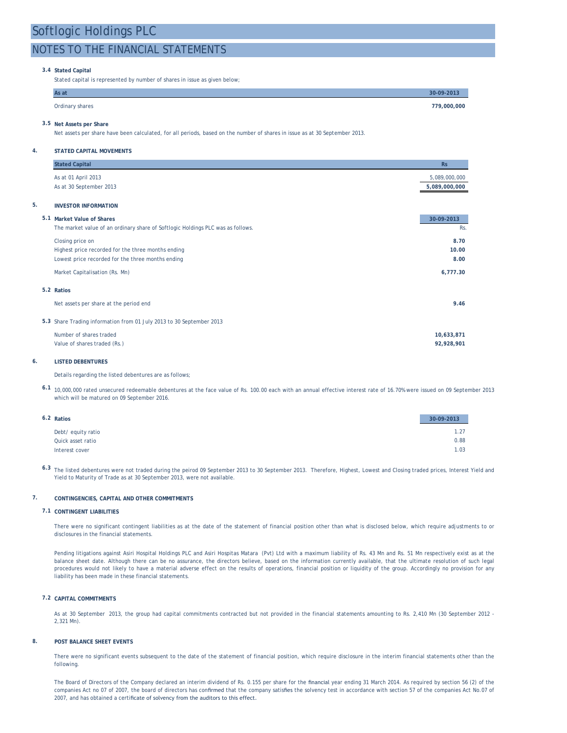# Softlogic Holdings PLC

## NOTES TO THE FINANCIAL STATEMENTS

### 3.4 Stated Capital

Stated capital is represented by number of shares in issue as given below;

| As at | 30-09-2013 |
|---|---|
| Ordinary shares | **779,000,000** |

### 3.5 Net Assets per Share

Net assets per share have been calculated, for all periods, based on the number of shares in issue as at 30 September 2013.

### 4. STATED CAPITAL MOVEMENTS

| Stated Capital | Rs |
|---|---|
| As at 01 April 2013 | 5,089,000,000 |
| As at 30 September 2013 | **5,089,000,000** |

### 5. INVESTOR INFORMATION

### 5.1 Market Value of Shares

| The market value of an ordinary share of Softlogic Holdings PLC was as follows. | 30-09-2013 |
|---|---|
| | Rs. |
| Closing price on | **8.70** |
| Highest price recorded for the three months ending | **10.00** |
| Lowest price recorded for the three months ending | **8.00** |
| Market Capitalisation (Rs. Mn) | **6,777.30** |

### 5.2 Ratios

| | |
|---|---|
| Net assets per share at the period end | **9.46** |

### 5.3 Share Trading information from 01 July 2013 to 30 September 2013

| | |
|---|---|
| Number of shares traded | **10,633,871** |
| Value of shares traded (Rs.) | **92,928,901** |

### 6. LISTED DEBENTURES

Details regarding the listed debentures are as follows;

**6.1** 10,000,000 rated unsecured redeemable debentures at the face value of Rs. 100.00 each with an annual effective interest rate of 16.70% were issued on 09 September 2013 which will be matured on 09 September 2016.

### 6.2 Ratios

| | 30-09-2013 |
|---|---|
| Debt/ equity ratio | 1.27 |
| Quick asset ratio | 0.88 |
| Interest cover | 1.03 |

**6.3** The listed debentures were not traded during the peirod 09 September 2013 to 30 September 2013. Therefore, Highest, Lowest and Closing traded prices, Interest Yield and Yield to Maturity of Trade as at 30 September 2013, were not available.

### 7. CONTINGENCIES, CAPITAL AND OTHER COMMITMENTS

### 7.1 CONTINGENT LIABILITIES

There were no significant contingent liabilities as at the date of the statement of financial position other than what is disclosed below, which require adjustments to or disclosures in the financial statements.

Pending litigations against Asiri Hospital Holdings PLC and Asiri Hospitas Matara (Pvt) Ltd with a maximum liability of Rs. 43 Mn and Rs. 51 Mn respectively exist as at the balance sheet date. Although there can be no assurance, the directors believe, based on the information currently available, that the ultimate resolution of such legal procedures would not likely to have a material adverse effect on the results of operations, financial position or liquidity of the group. Accordingly no provision for any liability has been made in these financial statements.

### 7.2 CAPITAL COMMITMENTS

As at 30 September 2013, the group had capital commitments contracted but not provided in the financial statements amounting to Rs. 2,410 Mn (30 September 2012 - 2,321 Mn).

### 8. POST BALANCE SHEET EVENTS

There were no significant events subsequent to the date of the statement of financial position, which require disclosure in the interim financial statements other than the following.

The Board of Directors of the Company declared an interim dividend of Rs. 0.155 per share for the financial year ending 31 March 2014. As required by section 56 (2) of the companies Act no 07 of 2007, the board of directors has confirmed that the company satisfies the solvency test in accordance with section 57 of the companies Act No.07 of 2007, and has obtained a certificate of solvency from the auditors to this effect.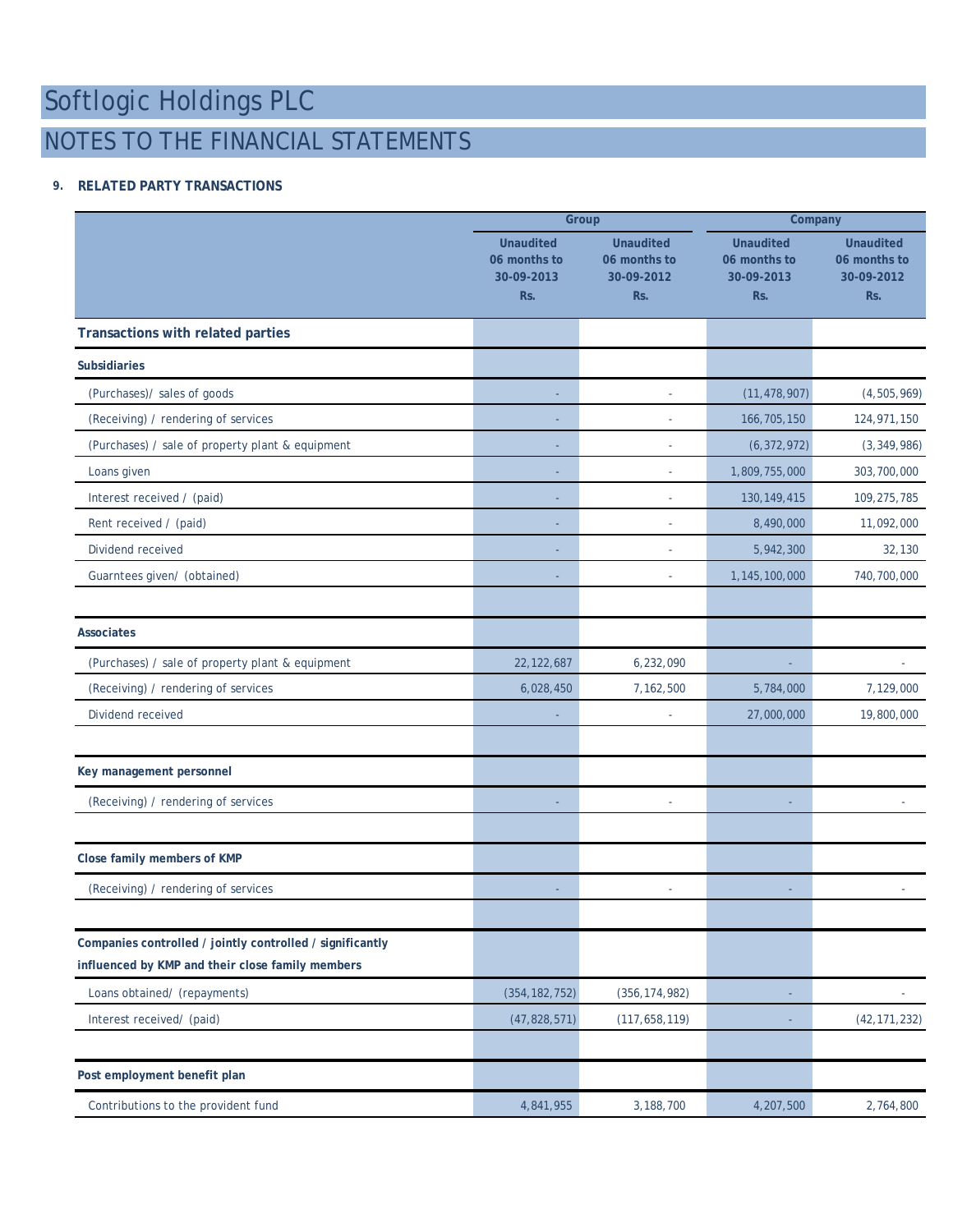# Softlogic Holdings PLC

## NOTES TO THE FINANCIAL STATEMENTS

### 9. RELATED PARTY TRANSACTIONS

| | Group | | Company | |
|---|---|---|---|---|
| | Unaudited 06 months to 30-09-2013 Rs. | Unaudited 06 months to 30-09-2012 Rs. | Unaudited 06 months to 30-09-2013 Rs. | Unaudited 06 months to 30-09-2012 Rs. |
| **Transactions with related parties** | | | | |
| **Subsidiaries** | | | | |
| (Purchases)/ sales of goods | - | - | (11,478,907) | (4,505,969) |
| (Receiving) / rendering of services | - | - | 166,705,150 | 124,971,150 |
| (Purchases) / sale of property plant & equipment | - | - | (6,372,972) | (3,349,986) |
| Loans given | - | - | 1,809,755,000 | 303,700,000 |
| Interest received / (paid) | - | - | 130,149,415 | 109,275,785 |
| Rent received / (paid) | - | - | 8,490,000 | 11,092,000 |
| Dividend received | - | - | 5,942,300 | 32,130 |
| Guarntees given/ (obtained) | - | - | 1,145,100,000 | 740,700,000 |
| **Associates** | | | | |
| (Purchases) / sale of property plant & equipment | 22,122,687 | 6,232,090 | - | - |
| (Receiving) / rendering of services | 6,028,450 | 7,162,500 | 5,784,000 | 7,129,000 |
| Dividend received | - | - | 27,000,000 | 19,800,000 |
| **Key management personnel** | | | | |
| (Receiving) / rendering of services | - | - | - | - |
| **Close family members of KMP** | | | | |
| (Receiving) / rendering of services | - | - | - | - |
| **Companies controlled / jointly controlled / significantly influenced by KMP and their close family members** | | | | |
| Loans obtained/ (repayments) | (354,182,752) | (356,174,982) | - | - |
| Interest received/ (paid) | (47,828,571) | (117,658,119) | - | (42,171,232) |
| **Post employment benefit plan** | | | | |
| Contributions to the provident fund | 4,841,955 | 3,188,700 | 4,207,500 | 2,764,800 |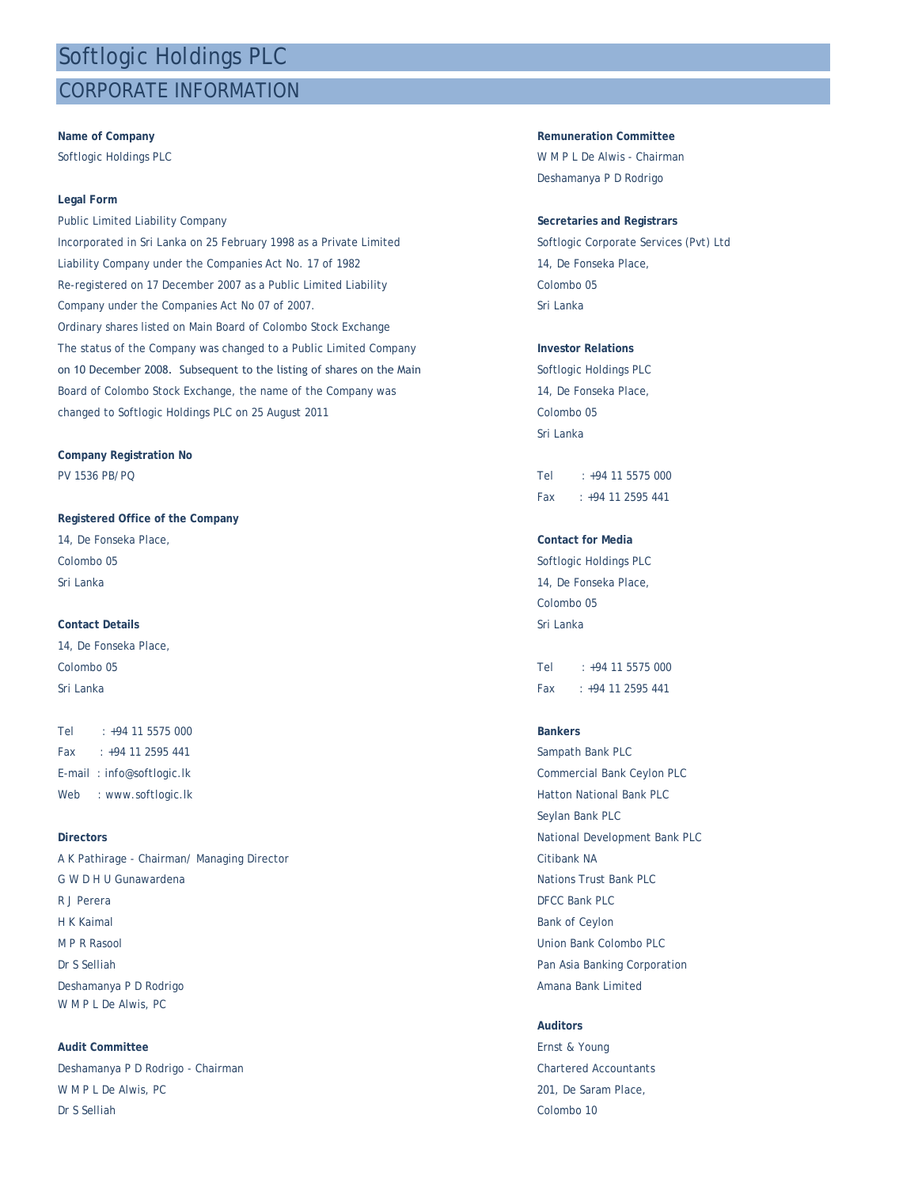# Softlogic Holdings PLC

## CORPORATE INFORMATION

**Name of Company**

Softlogic Holdings PLC

**Legal Form**

Public Limited Liability Company
Incorporated in Sri Lanka on 25 February 1998 as a Private Limited Liability Company under the Companies Act No. 17 of 1982
Re-registered on 17 December 2007 as a Public Limited Liability Company under the Companies Act No 07 of 2007.
Ordinary shares listed on Main Board of Colombo Stock Exchange
The status of the Company was changed to a Public Limited Company on 10 December 2008. Subsequent to the listing of shares on the Main Board of Colombo Stock Exchange, the name of the Company was changed to Softlogic Holdings PLC on 25 August 2011

**Company Registration No**

PV 1536 PB/PQ

**Registered Office of the Company**

14, De Fonseka Place,
Colombo 05
Sri Lanka

**Contact Details**

14, De Fonseka Place,
Colombo 05
Sri Lanka

Tel : +94 11 5575 000
Fax : +94 11 2595 441
E-mail : info@softlogic.lk
Web : www.softlogic.lk

**Directors**

A K Pathirage - Chairman/ Managing Director
G W D H U Gunawardena
R J Perera
H K Kaimal
M P R Rasool
Dr S Selliah
Deshamanya P D Rodrigo
W M P L De Alwis, PC

**Audit Committee**

Deshamanya P D Rodrigo - Chairman
W M P L De Alwis, PC
Dr S Selliah

**Remuneration Committee**

W M P L De Alwis - Chairman
Deshamanya P D Rodrigo

**Secretaries and Registrars**

Softlogic Corporate Services (Pvt) Ltd
14, De Fonseka Place,
Colombo 05
Sri Lanka

**Investor Relations**

Softlogic Holdings PLC
14, De Fonseka Place,
Colombo 05
Sri Lanka

Tel : +94 11 5575 000
Fax : +94 11 2595 441

**Contact for Media**

Softlogic Holdings PLC
14, De Fonseka Place,
Colombo 05
Sri Lanka

Tel : +94 11 5575 000
Fax : +94 11 2595 441

**Bankers**

Sampath Bank PLC
Commercial Bank Ceylon PLC
Hatton National Bank PLC
Seylan Bank PLC
National Development Bank PLC
Citibank NA
Nations Trust Bank PLC
DFCC Bank PLC
Bank of Ceylon
Union Bank Colombo PLC
Pan Asia Banking Corporation
Amana Bank Limited

**Auditors**

Ernst & Young
Chartered Accountants
201, De Saram Place,
Colombo 10